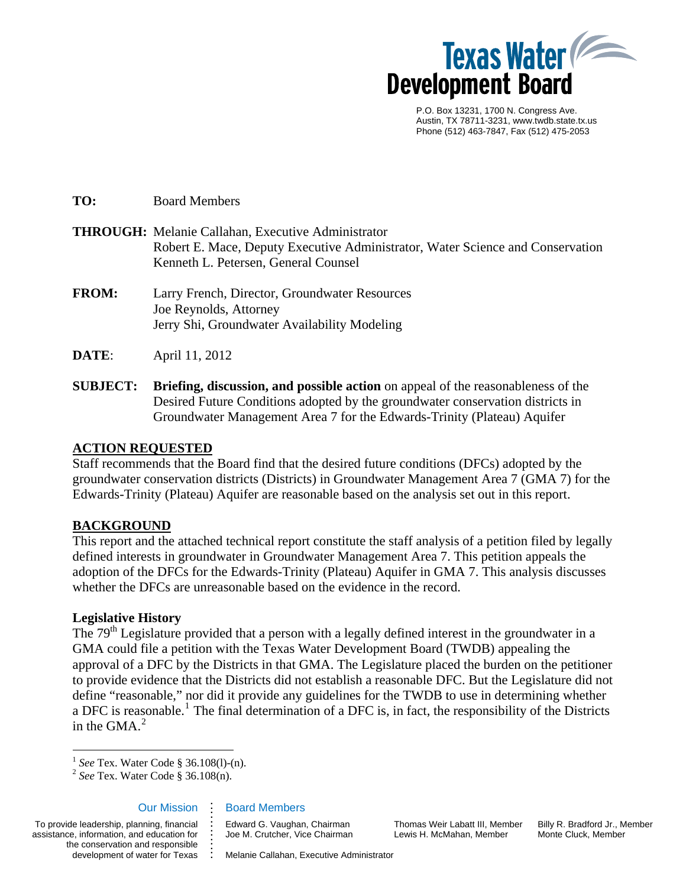**Texas Water Development Board**

P.O. Box 13231, 1700 N. Congress Ave.
Austin, TX 78711-3231, www.twdb.state.tx.us
Phone (512) 463-7847, Fax (512) 475-2053

**TO:** Board Members

**THROUGH:** Melanie Callahan, Executive Administrator
Robert E. Mace, Deputy Executive Administrator, Water Science and Conservation
Kenneth L. Petersen, General Counsel

**FROM:** Larry French, Director, Groundwater Resources
Joe Reynolds, Attorney
Jerry Shi, Groundwater Availability Modeling

**DATE**: April 11, 2012

**SUBJECT:** **Briefing, discussion, and possible action** on appeal of the reasonableness of the Desired Future Conditions adopted by the groundwater conservation districts in Groundwater Management Area 7 for the Edwards-Trinity (Plateau) Aquifer

## ACTION REQUESTED

Staff recommends that the Board find that the desired future conditions (DFCs) adopted by the groundwater conservation districts (Districts) in Groundwater Management Area 7 (GMA 7) for the Edwards-Trinity (Plateau) Aquifer are reasonable based on the analysis set out in this report.

## BACKGROUND

This report and the attached technical report constitute the staff analysis of a petition filed by legally defined interests in groundwater in Groundwater Management Area 7. This petition appeals the adoption of the DFCs for the Edwards-Trinity (Plateau) Aquifer in GMA 7. This analysis discusses whether the DFCs are unreasonable based on the evidence in the record.

### Legislative History

The 79th Legislature provided that a person with a legally defined interest in the groundwater in a GMA could file a petition with the Texas Water Development Board (TWDB) appealing the approval of a DFC by the Districts in that GMA. The Legislature placed the burden on the petitioner to provide evidence that the Districts did not establish a reasonable DFC. But the Legislature did not define "reasonable," nor did it provide any guidelines for the TWDB to use in determining whether a DFC is reasonable.[1] The final determination of a DFC is, in fact, the responsibility of the Districts in the GMA.[2]

[1] *See* Tex. Water Code § 36.108(l)-(n).
[2] *See* Tex. Water Code § 36.108(n).

Our Mission

To provide leadership, planning, financial assistance, information, and education for the conservation and responsible development of water for Texas

Board Members

Edward G. Vaughan, Chairman
Joe M. Crutcher, Vice Chairman
Thomas Weir Labatt III, Member
Lewis H. McMahan, Member
Billy R. Bradford Jr., Member
Monte Cluck, Member

Melanie Callahan, Executive Administrator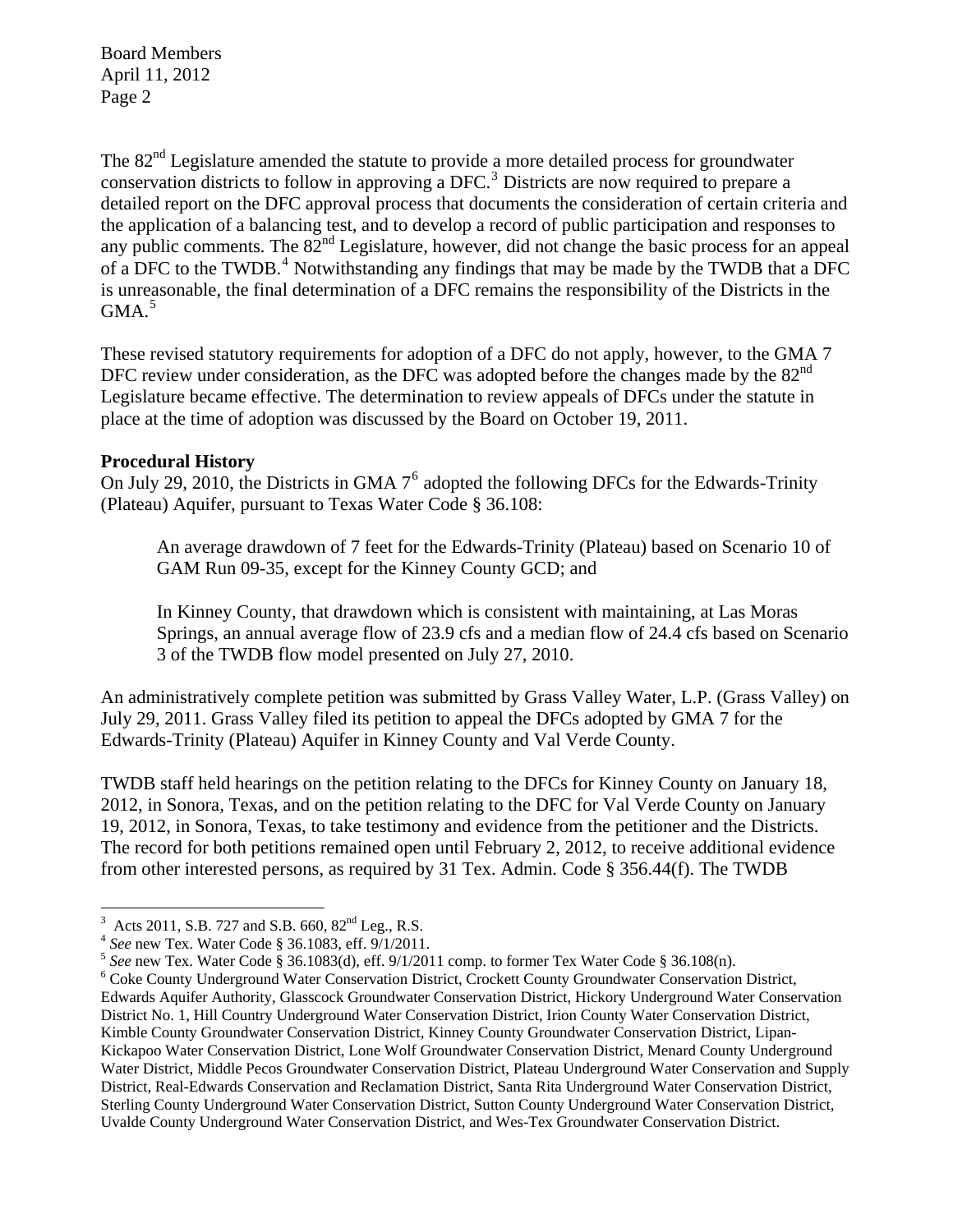The 82nd Legislature amended the statute to provide a more detailed process for groundwater conservation districts to follow in approving a DFC.[3] Districts are now required to prepare a detailed report on the DFC approval process that documents the consideration of certain criteria and the application of a balancing test, and to develop a record of public participation and responses to any public comments. The 82nd Legislature, however, did not change the basic process for an appeal of a DFC to the TWDB.[4] Notwithstanding any findings that may be made by the TWDB that a DFC is unreasonable, the final determination of a DFC remains the responsibility of the Districts in the GMA.[5]

These revised statutory requirements for adoption of a DFC do not apply, however, to the GMA 7 DFC review under consideration, as the DFC was adopted before the changes made by the 82nd Legislature became effective. The determination to review appeals of DFCs under the statute in place at the time of adoption was discussed by the Board on October 19, 2011.

**Procedural History**

On July 29, 2010, the Districts in GMA 7[6] adopted the following DFCs for the Edwards-Trinity (Plateau) Aquifer, pursuant to Texas Water Code § 36.108:

> An average drawdown of 7 feet for the Edwards-Trinity (Plateau) based on Scenario 10 of GAM Run 09-35, except for the Kinney County GCD; and
>
> In Kinney County, that drawdown which is consistent with maintaining, at Las Moras Springs, an annual average flow of 23.9 cfs and a median flow of 24.4 cfs based on Scenario 3 of the TWDB flow model presented on July 27, 2010.

An administratively complete petition was submitted by Grass Valley Water, L.P. (Grass Valley) on July 29, 2011. Grass Valley filed its petition to appeal the DFCs adopted by GMA 7 for the Edwards-Trinity (Plateau) Aquifer in Kinney County and Val Verde County.

TWDB staff held hearings on the petition relating to the DFCs for Kinney County on January 18, 2012, in Sonora, Texas, and on the petition relating to the DFC for Val Verde County on January 19, 2012, in Sonora, Texas, to take testimony and evidence from the petitioner and the Districts. The record for both petitions remained open until February 2, 2012, to receive additional evidence from other interested persons, as required by 31 Tex. Admin. Code § 356.44(f). The TWDB

---

[3] Acts 2011, S.B. 727 and S.B. 660, 82nd Leg., R.S.

[4] *See* new Tex. Water Code § 36.1083, eff. 9/1/2011.

[5] *See* new Tex. Water Code § 36.1083(d), eff. 9/1/2011 comp. to former Tex Water Code § 36.108(n).

[6] Coke County Underground Water Conservation District, Crockett County Groundwater Conservation District, Edwards Aquifer Authority, Glasscock Groundwater Conservation District, Hickory Underground Water Conservation District No. 1, Hill Country Underground Water Conservation District, Irion County Water Conservation District, Kimble County Groundwater Conservation District, Kinney County Groundwater Conservation District, Lipan-Kickapoo Water Conservation District, Lone Wolf Groundwater Conservation District, Menard County Underground Water District, Middle Pecos Groundwater Conservation District, Plateau Underground Water Conservation and Supply District, Real-Edwards Conservation and Reclamation District, Santa Rita Underground Water Conservation District, Sterling County Underground Water Conservation District, Sutton County Underground Water Conservation District, Uvalde County Underground Water Conservation District, and Wes-Tex Groundwater Conservation District.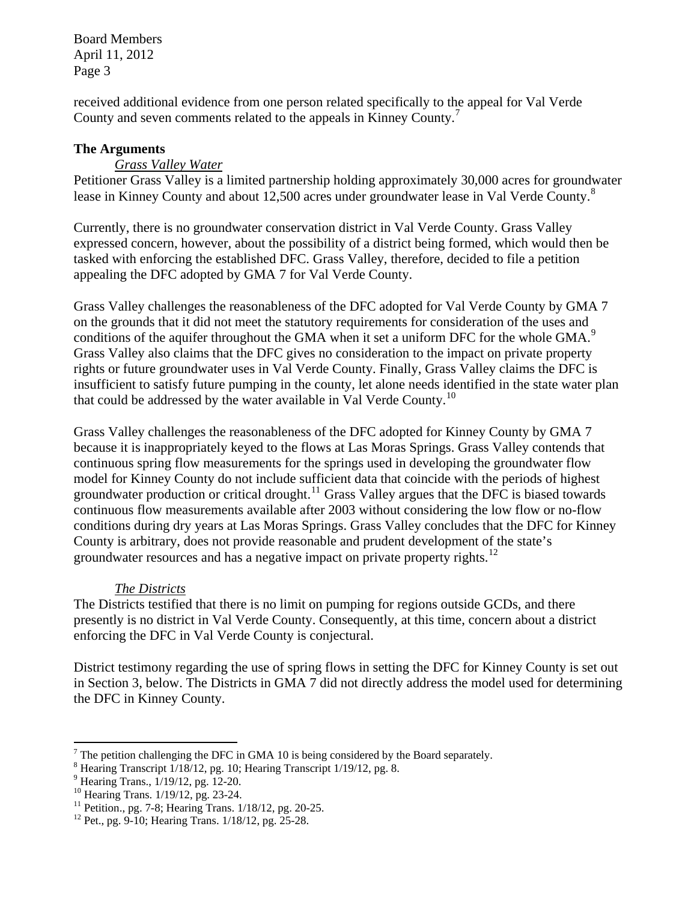received additional evidence from one person related specifically to the appeal for Val Verde County and seven comments related to the appeals in Kinney County.[7]

**The Arguments**

*Grass Valley Water*

Petitioner Grass Valley is a limited partnership holding approximately 30,000 acres for groundwater lease in Kinney County and about 12,500 acres under groundwater lease in Val Verde County.[8]

Currently, there is no groundwater conservation district in Val Verde County. Grass Valley expressed concern, however, about the possibility of a district being formed, which would then be tasked with enforcing the established DFC. Grass Valley, therefore, decided to file a petition appealing the DFC adopted by GMA 7 for Val Verde County.

Grass Valley challenges the reasonableness of the DFC adopted for Val Verde County by GMA 7 on the grounds that it did not meet the statutory requirements for consideration of the uses and conditions of the aquifer throughout the GMA when it set a uniform DFC for the whole GMA.[9] Grass Valley also claims that the DFC gives no consideration to the impact on private property rights or future groundwater uses in Val Verde County. Finally, Grass Valley claims the DFC is insufficient to satisfy future pumping in the county, let alone needs identified in the state water plan that could be addressed by the water available in Val Verde County.[10]

Grass Valley challenges the reasonableness of the DFC adopted for Kinney County by GMA 7 because it is inappropriately keyed to the flows at Las Moras Springs. Grass Valley contends that continuous spring flow measurements for the springs used in developing the groundwater flow model for Kinney County do not include sufficient data that coincide with the periods of highest groundwater production or critical drought.[11] Grass Valley argues that the DFC is biased towards continuous flow measurements available after 2003 without considering the low flow or no-flow conditions during dry years at Las Moras Springs. Grass Valley concludes that the DFC for Kinney County is arbitrary, does not provide reasonable and prudent development of the state's groundwater resources and has a negative impact on private property rights.[12]

*The Districts*

The Districts testified that there is no limit on pumping for regions outside GCDs, and there presently is no district in Val Verde County. Consequently, at this time, concern about a district enforcing the DFC in Val Verde County is conjectural.

District testimony regarding the use of spring flows in setting the DFC for Kinney County is set out in Section 3, below. The Districts in GMA 7 did not directly address the model used for determining the DFC in Kinney County.

---

[7] The petition challenging the DFC in GMA 10 is being considered by the Board separately.

[8] Hearing Transcript 1/18/12, pg. 10; Hearing Transcript 1/19/12, pg. 8.

[9] Hearing Trans., 1/19/12, pg. 12-20.

[10] Hearing Trans. 1/19/12, pg. 23-24.

[11] Petition., pg. 7-8; Hearing Trans. 1/18/12, pg. 20-25.

[12] Pet., pg. 9-10; Hearing Trans. 1/18/12, pg. 25-28.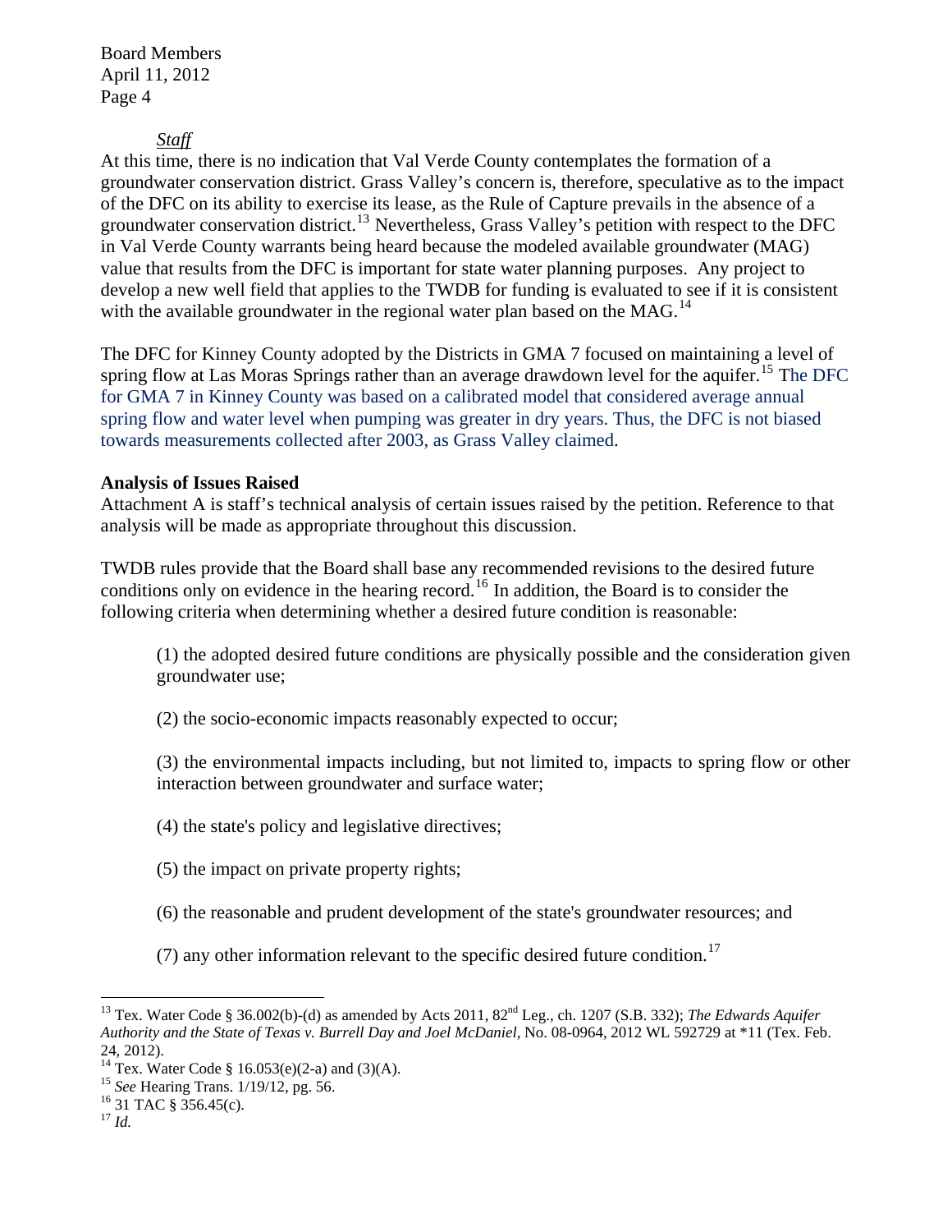*Staff*

At this time, there is no indication that Val Verde County contemplates the formation of a groundwater conservation district. Grass Valley's concern is, therefore, speculative as to the impact of the DFC on its ability to exercise its lease, as the Rule of Capture prevails in the absence of a groundwater conservation district.[13] Nevertheless, Grass Valley's petition with respect to the DFC in Val Verde County warrants being heard because the modeled available groundwater (MAG) value that results from the DFC is important for state water planning purposes. Any project to develop a new well field that applies to the TWDB for funding is evaluated to see if it is consistent with the available groundwater in the regional water plan based on the MAG.[14]

The DFC for Kinney County adopted by the Districts in GMA 7 focused on maintaining a level of spring flow at Las Moras Springs rather than an average drawdown level for the aquifer.[15] The DFC for GMA 7 in Kinney County was based on a calibrated model that considered average annual spring flow and water level when pumping was greater in dry years. Thus, the DFC is not biased towards measurements collected after 2003, as Grass Valley claimed.

**Analysis of Issues Raised**

Attachment A is staff's technical analysis of certain issues raised by the petition. Reference to that analysis will be made as appropriate throughout this discussion.

TWDB rules provide that the Board shall base any recommended revisions to the desired future conditions only on evidence in the hearing record.[16] In addition, the Board is to consider the following criteria when determining whether a desired future condition is reasonable:

(1) the adopted desired future conditions are physically possible and the consideration given groundwater use;

(2) the socio-economic impacts reasonably expected to occur;

(3) the environmental impacts including, but not limited to, impacts to spring flow or other interaction between groundwater and surface water;

(4) the state's policy and legislative directives;

(5) the impact on private property rights;

(6) the reasonable and prudent development of the state's groundwater resources; and

(7) any other information relevant to the specific desired future condition.[17]

---

[13] Tex. Water Code § 36.002(b)-(d) as amended by Acts 2011, 82nd Leg., ch. 1207 (S.B. 332); *The Edwards Aquifer Authority and the State of Texas v. Burrell Day and Joel McDaniel*, No. 08-0964, 2012 WL 592729 at *11 (Tex. Feb. 24, 2012).

[14] Tex. Water Code § 16.053(e)(2-a) and (3)(A).

[15] *See* Hearing Trans. 1/19/12, pg. 56.

[16] 31 TAC § 356.45(c).

[17] *Id.*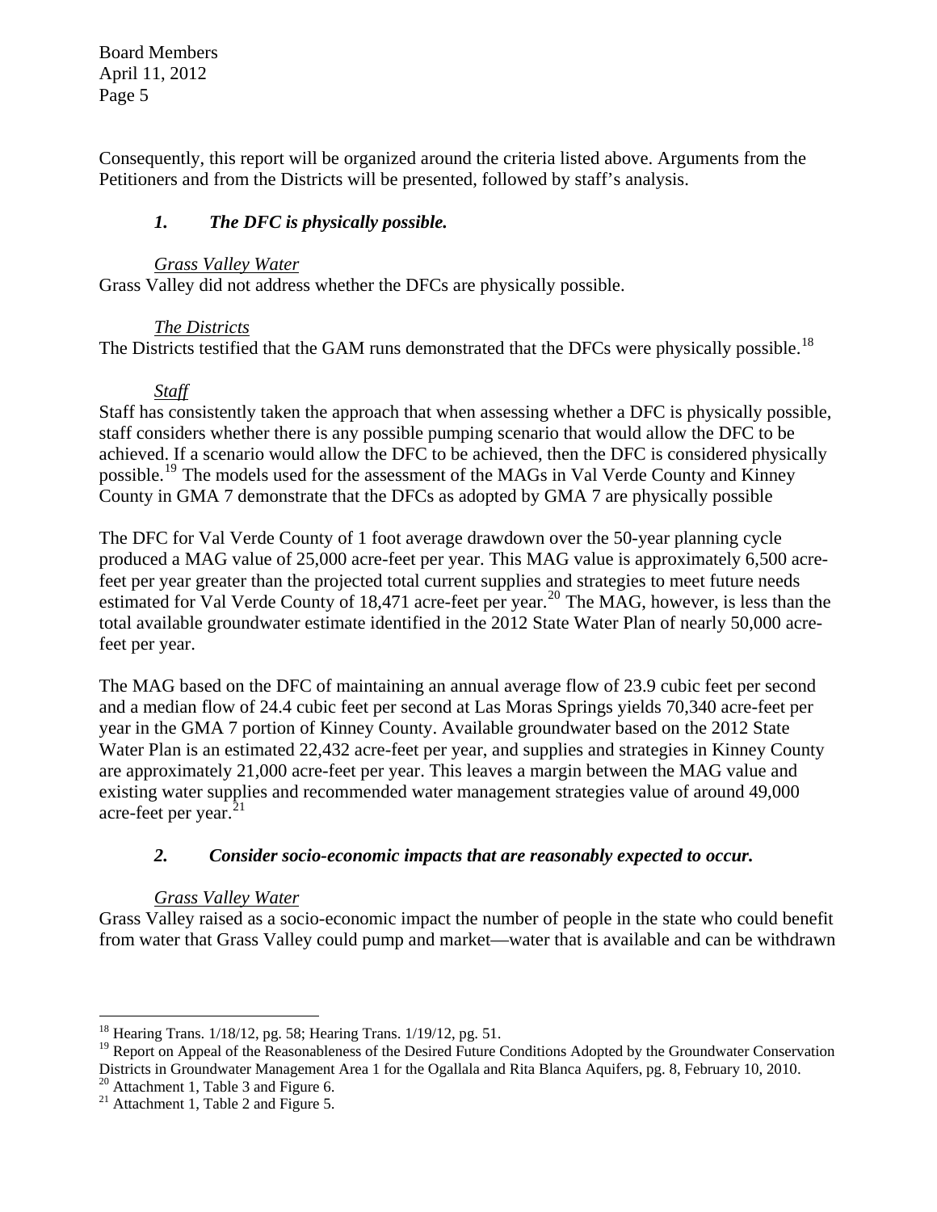Consequently, this report will be organized around the criteria listed above. Arguments from the Petitioners and from the Districts will be presented, followed by staff's analysis.

### *1. The DFC is physically possible.*

*Grass Valley Water*

Grass Valley did not address whether the DFCs are physically possible.

*The Districts*

The Districts testified that the GAM runs demonstrated that the DFCs were physically possible.[18]

*Staff*

Staff has consistently taken the approach that when assessing whether a DFC is physically possible, staff considers whether there is any possible pumping scenario that would allow the DFC to be achieved. If a scenario would allow the DFC to be achieved, then the DFC is considered physically possible.[19] The models used for the assessment of the MAGs in Val Verde County and Kinney County in GMA 7 demonstrate that the DFCs as adopted by GMA 7 are physically possible

The DFC for Val Verde County of 1 foot average drawdown over the 50-year planning cycle produced a MAG value of 25,000 acre-feet per year. This MAG value is approximately 6,500 acre-feet per year greater than the projected total current supplies and strategies to meet future needs estimated for Val Verde County of 18,471 acre-feet per year.[20] The MAG, however, is less than the total available groundwater estimate identified in the 2012 State Water Plan of nearly 50,000 acre-feet per year.

The MAG based on the DFC of maintaining an annual average flow of 23.9 cubic feet per second and a median flow of 24.4 cubic feet per second at Las Moras Springs yields 70,340 acre-feet per year in the GMA 7 portion of Kinney County. Available groundwater based on the 2012 State Water Plan is an estimated 22,432 acre-feet per year, and supplies and strategies in Kinney County are approximately 21,000 acre-feet per year. This leaves a margin between the MAG value and existing water supplies and recommended water management strategies value of around 49,000 acre-feet per year.[21]

### *2. Consider socio-economic impacts that are reasonably expected to occur.*

*Grass Valley Water*

Grass Valley raised as a socio-economic impact the number of people in the state who could benefit from water that Grass Valley could pump and market—water that is available and can be withdrawn

---

[18] Hearing Trans. 1/18/12, pg. 58; Hearing Trans. 1/19/12, pg. 51.

[19] Report on Appeal of the Reasonableness of the Desired Future Conditions Adopted by the Groundwater Conservation Districts in Groundwater Management Area 1 for the Ogallala and Rita Blanca Aquifers, pg. 8, February 10, 2010.

[20] Attachment 1, Table 3 and Figure 6.

[21] Attachment 1, Table 2 and Figure 5.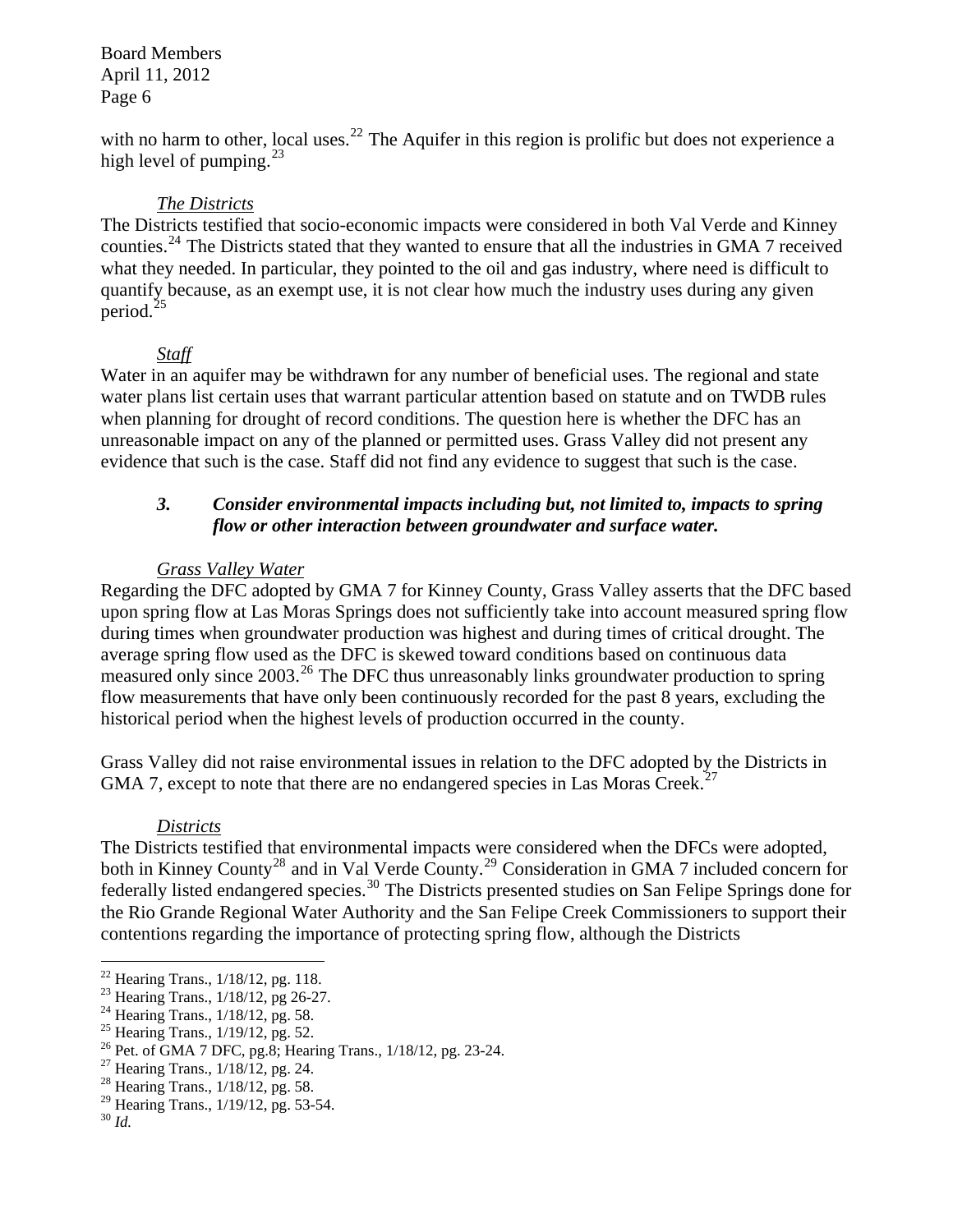with no harm to other, local uses.[22] The Aquifer in this region is prolific but does not experience a high level of pumping.[23]

*The Districts*

The Districts testified that socio-economic impacts were considered in both Val Verde and Kinney counties.[24] The Districts stated that they wanted to ensure that all the industries in GMA 7 received what they needed. In particular, they pointed to the oil and gas industry, where need is difficult to quantify because, as an exempt use, it is not clear how much the industry uses during any given period.[25]

*Staff*

Water in an aquifer may be withdrawn for any number of beneficial uses. The regional and state water plans list certain uses that warrant particular attention based on statute and on TWDB rules when planning for drought of record conditions. The question here is whether the DFC has an unreasonable impact on any of the planned or permitted uses. Grass Valley did not present any evidence that such is the case. Staff did not find any evidence to suggest that such is the case.

***3. Consider environmental impacts including but, not limited to, impacts to spring flow or other interaction between groundwater and surface water.***

*Grass Valley Water*

Regarding the DFC adopted by GMA 7 for Kinney County, Grass Valley asserts that the DFC based upon spring flow at Las Moras Springs does not sufficiently take into account measured spring flow during times when groundwater production was highest and during times of critical drought. The average spring flow used as the DFC is skewed toward conditions based on continuous data measured only since 2003.[26] The DFC thus unreasonably links groundwater production to spring flow measurements that have only been continuously recorded for the past 8 years, excluding the historical period when the highest levels of production occurred in the county.

Grass Valley did not raise environmental issues in relation to the DFC adopted by the Districts in GMA 7, except to note that there are no endangered species in Las Moras Creek.[27]

*Districts*

The Districts testified that environmental impacts were considered when the DFCs were adopted, both in Kinney County[28] and in Val Verde County.[29] Consideration in GMA 7 included concern for federally listed endangered species.[30] The Districts presented studies on San Felipe Springs done for the Rio Grande Regional Water Authority and the San Felipe Creek Commissioners to support their contentions regarding the importance of protecting spring flow, although the Districts

---

[22] Hearing Trans., 1/18/12, pg. 118.
[23] Hearing Trans., 1/18/12, pg 26-27.
[24] Hearing Trans., 1/18/12, pg. 58.
[25] Hearing Trans., 1/19/12, pg. 52.
[26] Pet. of GMA 7 DFC, pg.8; Hearing Trans., 1/18/12, pg. 23-24.
[27] Hearing Trans., 1/18/12, pg. 24.
[28] Hearing Trans., 1/18/12, pg. 58.
[29] Hearing Trans., 1/19/12, pg. 53-54.
[30] *Id.*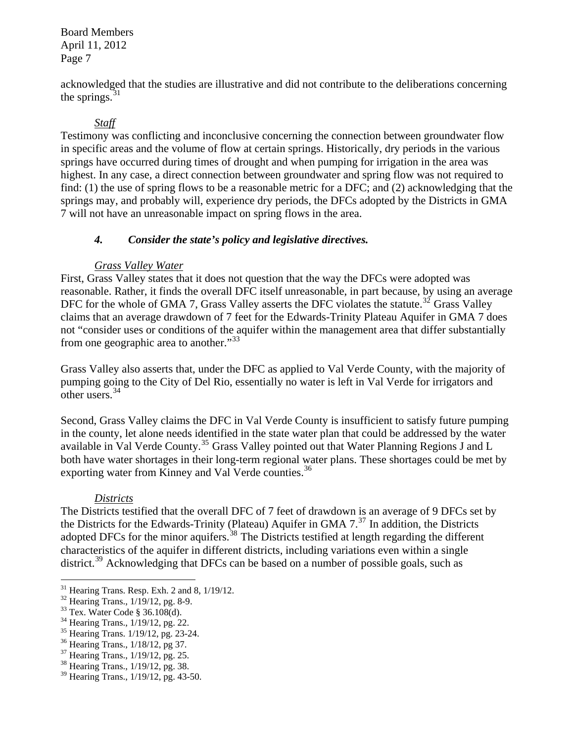acknowledged that the studies are illustrative and did not contribute to the deliberations concerning the springs.[31]

*Staff*

Testimony was conflicting and inconclusive concerning the connection between groundwater flow in specific areas and the volume of flow at certain springs. Historically, dry periods in the various springs have occurred during times of drought and when pumping for irrigation in the area was highest. In any case, a direct connection between groundwater and spring flow was not required to find: (1) the use of spring flows to be a reasonable metric for a DFC; and (2) acknowledging that the springs may, and probably will, experience dry periods, the DFCs adopted by the Districts in GMA 7 will not have an unreasonable impact on spring flows in the area.

### *4. Consider the state's policy and legislative directives.*

*Grass Valley Water*

First, Grass Valley states that it does not question that the way the DFCs were adopted was reasonable. Rather, it finds the overall DFC itself unreasonable, in part because, by using an average DFC for the whole of GMA 7, Grass Valley asserts the DFC violates the statute.[32] Grass Valley claims that an average drawdown of 7 feet for the Edwards-Trinity Plateau Aquifer in GMA 7 does not "consider uses or conditions of the aquifer within the management area that differ substantially from one geographic area to another."[33]

Grass Valley also asserts that, under the DFC as applied to Val Verde County, with the majority of pumping going to the City of Del Rio, essentially no water is left in Val Verde for irrigators and other users.[34]

Second, Grass Valley claims the DFC in Val Verde County is insufficient to satisfy future pumping in the county, let alone needs identified in the state water plan that could be addressed by the water available in Val Verde County.[35] Grass Valley pointed out that Water Planning Regions J and L both have water shortages in their long-term regional water plans. These shortages could be met by exporting water from Kinney and Val Verde counties.[36]

*Districts*

The Districts testified that the overall DFC of 7 feet of drawdown is an average of 9 DFCs set by the Districts for the Edwards-Trinity (Plateau) Aquifer in GMA 7.[37] In addition, the Districts adopted DFCs for the minor aquifers.[38] The Districts testified at length regarding the different characteristics of the aquifer in different districts, including variations even within a single district.[39] Acknowledging that DFCs can be based on a number of possible goals, such as

---

[31] Hearing Trans. Resp. Exh. 2 and 8, 1/19/12.
[32] Hearing Trans., 1/19/12, pg. 8-9.
[33] Tex. Water Code § 36.108(d).
[34] Hearing Trans., 1/19/12, pg. 22.
[35] Hearing Trans. 1/19/12, pg. 23-24.
[36] Hearing Trans., 1/18/12, pg 37.
[37] Hearing Trans., 1/19/12, pg. 25.
[38] Hearing Trans., 1/19/12, pg. 38.
[39] Hearing Trans., 1/19/12, pg. 43-50.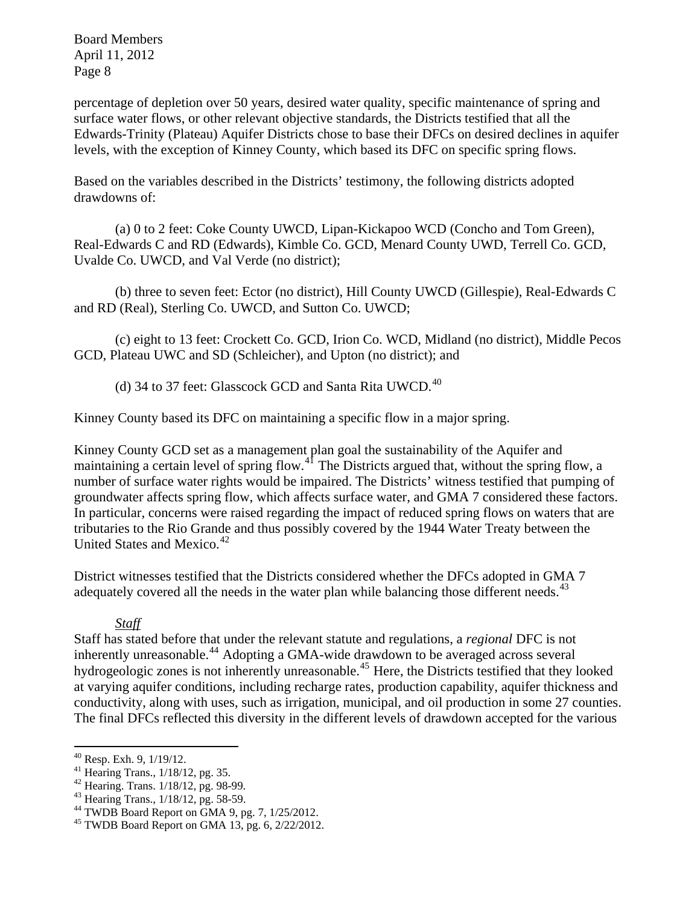percentage of depletion over 50 years, desired water quality, specific maintenance of spring and surface water flows, or other relevant objective standards, the Districts testified that all the Edwards-Trinity (Plateau) Aquifer Districts chose to base their DFCs on desired declines in aquifer levels, with the exception of Kinney County, which based its DFC on specific spring flows.

Based on the variables described in the Districts' testimony, the following districts adopted drawdowns of:

(a) 0 to 2 feet: Coke County UWCD, Lipan-Kickapoo WCD (Concho and Tom Green), Real-Edwards C and RD (Edwards), Kimble Co. GCD, Menard County UWD, Terrell Co. GCD, Uvalde Co. UWCD, and Val Verde (no district);

(b) three to seven feet: Ector (no district), Hill County UWCD (Gillespie), Real-Edwards C and RD (Real), Sterling Co. UWCD, and Sutton Co. UWCD;

(c) eight to 13 feet: Crockett Co. GCD, Irion Co. WCD, Midland (no district), Middle Pecos GCD, Plateau UWC and SD (Schleicher), and Upton (no district); and

(d) 34 to 37 feet: Glasscock GCD and Santa Rita UWCD.[40]

Kinney County based its DFC on maintaining a specific flow in a major spring.

Kinney County GCD set as a management plan goal the sustainability of the Aquifer and maintaining a certain level of spring flow.[41] The Districts argued that, without the spring flow, a number of surface water rights would be impaired. The Districts' witness testified that pumping of groundwater affects spring flow, which affects surface water, and GMA 7 considered these factors. In particular, concerns were raised regarding the impact of reduced spring flows on waters that are tributaries to the Rio Grande and thus possibly covered by the 1944 Water Treaty between the United States and Mexico.[42]

District witnesses testified that the Districts considered whether the DFCs adopted in GMA 7 adequately covered all the needs in the water plan while balancing those different needs.[43]

*Staff*

Staff has stated before that under the relevant statute and regulations, a *regional* DFC is not inherently unreasonable.[44] Adopting a GMA-wide drawdown to be averaged across several hydrogeologic zones is not inherently unreasonable.[45] Here, the Districts testified that they looked at varying aquifer conditions, including recharge rates, production capability, aquifer thickness and conductivity, along with uses, such as irrigation, municipal, and oil production in some 27 counties. The final DFCs reflected this diversity in the different levels of drawdown accepted for the various

---

[40] Resp. Exh. 9, 1/19/12.
[41] Hearing Trans., 1/18/12, pg. 35.
[42] Hearing. Trans. 1/18/12, pg. 98-99.
[43] Hearing Trans., 1/18/12, pg. 58-59.
[44] TWDB Board Report on GMA 9, pg. 7, 1/25/2012.
[45] TWDB Board Report on GMA 13, pg. 6, 2/22/2012.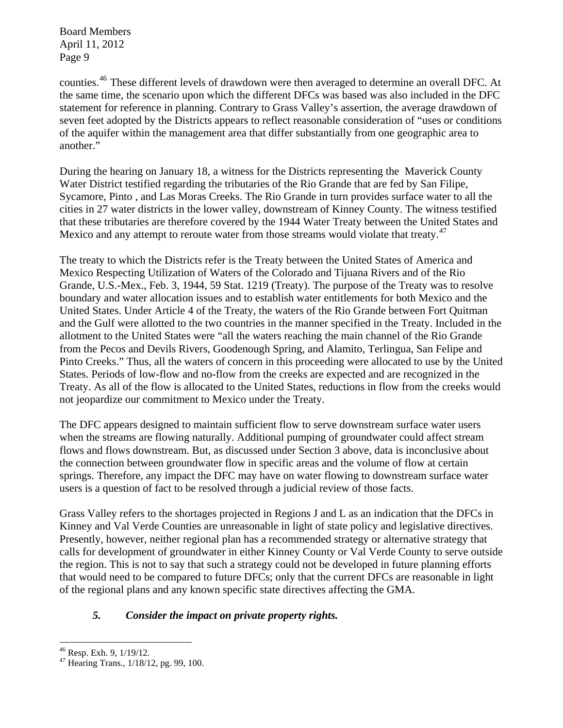counties.[46] These different levels of drawdown were then averaged to determine an overall DFC. At the same time, the scenario upon which the different DFCs was based was also included in the DFC statement for reference in planning. Contrary to Grass Valley's assertion, the average drawdown of seven feet adopted by the Districts appears to reflect reasonable consideration of "uses or conditions of the aquifer within the management area that differ substantially from one geographic area to another."

During the hearing on January 18, a witness for the Districts representing the Maverick County Water District testified regarding the tributaries of the Rio Grande that are fed by San Filipe, Sycamore, Pinto , and Las Moras Creeks. The Rio Grande in turn provides surface water to all the cities in 27 water districts in the lower valley, downstream of Kinney County. The witness testified that these tributaries are therefore covered by the 1944 Water Treaty between the United States and Mexico and any attempt to reroute water from those streams would violate that treaty.[47]

The treaty to which the Districts refer is the Treaty between the United States of America and Mexico Respecting Utilization of Waters of the Colorado and Tijuana Rivers and of the Rio Grande, U.S.-Mex., Feb. 3, 1944, 59 Stat. 1219 (Treaty). The purpose of the Treaty was to resolve boundary and water allocation issues and to establish water entitlements for both Mexico and the United States. Under Article 4 of the Treaty, the waters of the Rio Grande between Fort Quitman and the Gulf were allotted to the two countries in the manner specified in the Treaty. Included in the allotment to the United States were "all the waters reaching the main channel of the Rio Grande from the Pecos and Devils Rivers, Goodenough Spring, and Alamito, Terlingua, San Felipe and Pinto Creeks." Thus, all the waters of concern in this proceeding were allocated to use by the United States. Periods of low-flow and no-flow from the creeks are expected and are recognized in the Treaty. As all of the flow is allocated to the United States, reductions in flow from the creeks would not jeopardize our commitment to Mexico under the Treaty.

The DFC appears designed to maintain sufficient flow to serve downstream surface water users when the streams are flowing naturally. Additional pumping of groundwater could affect stream flows and flows downstream. But, as discussed under Section 3 above, data is inconclusive about the connection between groundwater flow in specific areas and the volume of flow at certain springs. Therefore, any impact the DFC may have on water flowing to downstream surface water users is a question of fact to be resolved through a judicial review of those facts.

Grass Valley refers to the shortages projected in Regions J and L as an indication that the DFCs in Kinney and Val Verde Counties are unreasonable in light of state policy and legislative directives. Presently, however, neither regional plan has a recommended strategy or alternative strategy that calls for development of groundwater in either Kinney County or Val Verde County to serve outside the region. This is not to say that such a strategy could not be developed in future planning efforts that would need to be compared to future DFCs; only that the current DFCs are reasonable in light of the regional plans and any known specific state directives affecting the GMA.

### *5. Consider the impact on private property rights.*

---

[46] Resp. Exh. 9, 1/19/12.

[47] Hearing Trans., 1/18/12, pg. 99, 100.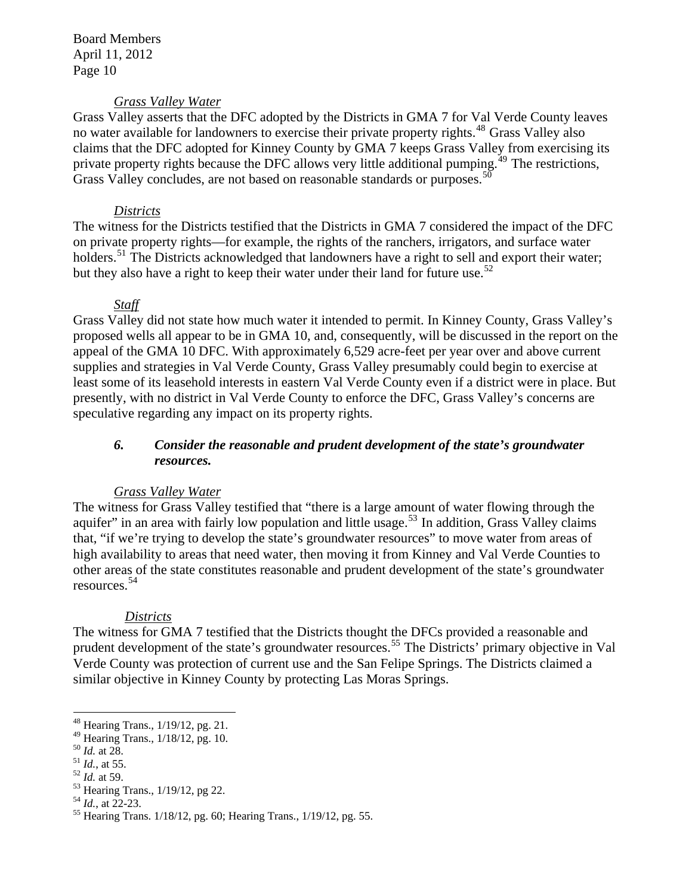*Grass Valley Water*

Grass Valley asserts that the DFC adopted by the Districts in GMA 7 for Val Verde County leaves no water available for landowners to exercise their private property rights.[48] Grass Valley also claims that the DFC adopted for Kinney County by GMA 7 keeps Grass Valley from exercising its private property rights because the DFC allows very little additional pumping.[49] The restrictions, Grass Valley concludes, are not based on reasonable standards or purposes.[50]

*Districts*

The witness for the Districts testified that the Districts in GMA 7 considered the impact of the DFC on private property rights—for example, the rights of the ranchers, irrigators, and surface water holders.[51] The Districts acknowledged that landowners have a right to sell and export their water; but they also have a right to keep their water under their land for future use.[52]

*Staff*

Grass Valley did not state how much water it intended to permit. In Kinney County, Grass Valley's proposed wells all appear to be in GMA 10, and, consequently, will be discussed in the report on the appeal of the GMA 10 DFC. With approximately 6,529 acre-feet per year over and above current supplies and strategies in Val Verde County, Grass Valley presumably could begin to exercise at least some of its leasehold interests in eastern Val Verde County even if a district were in place. But presently, with no district in Val Verde County to enforce the DFC, Grass Valley's concerns are speculative regarding any impact on its property rights.

### *6. Consider the reasonable and prudent development of the state's groundwater resources.*

*Grass Valley Water*

The witness for Grass Valley testified that "there is a large amount of water flowing through the aquifer" in an area with fairly low population and little usage.[53] In addition, Grass Valley claims that, "if we're trying to develop the state's groundwater resources" to move water from areas of high availability to areas that need water, then moving it from Kinney and Val Verde Counties to other areas of the state constitutes reasonable and prudent development of the state's groundwater resources.[54]

*Districts*

The witness for GMA 7 testified that the Districts thought the DFCs provided a reasonable and prudent development of the state's groundwater resources.[55] The Districts' primary objective in Val Verde County was protection of current use and the San Felipe Springs. The Districts claimed a similar objective in Kinney County by protecting Las Moras Springs.

---

[48] Hearing Trans., 1/19/12, pg. 21.
[49] Hearing Trans., 1/18/12, pg. 10.
[50] *Id.* at 28.
[51] *Id.*, at 55.
[52] *Id.* at 59.
[53] Hearing Trans., 1/19/12, pg 22.
[54] *Id.*, at 22-23.
[55] Hearing Trans. 1/18/12, pg. 60; Hearing Trans., 1/19/12, pg. 55.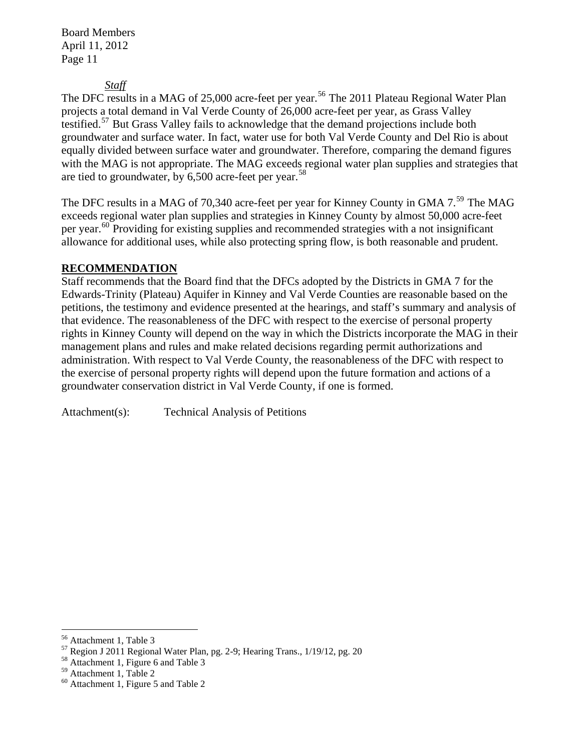*Staff*

The DFC results in a MAG of 25,000 acre-feet per year.[56] The 2011 Plateau Regional Water Plan projects a total demand in Val Verde County of 26,000 acre-feet per year, as Grass Valley testified.[57] But Grass Valley fails to acknowledge that the demand projections include both groundwater and surface water. In fact, water use for both Val Verde County and Del Rio is about equally divided between surface water and groundwater. Therefore, comparing the demand figures with the MAG is not appropriate. The MAG exceeds regional water plan supplies and strategies that are tied to groundwater, by 6,500 acre-feet per year.[58]

The DFC results in a MAG of 70,340 acre-feet per year for Kinney County in GMA 7.[59] The MAG exceeds regional water plan supplies and strategies in Kinney County by almost 50,000 acre-feet per year.[60] Providing for existing supplies and recommended strategies with a not insignificant allowance for additional uses, while also protecting spring flow, is both reasonable and prudent.

## RECOMMENDATION

Staff recommends that the Board find that the DFCs adopted by the Districts in GMA 7 for the Edwards-Trinity (Plateau) Aquifer in Kinney and Val Verde Counties are reasonable based on the petitions, the testimony and evidence presented at the hearings, and staff's summary and analysis of that evidence. The reasonableness of the DFC with respect to the exercise of personal property rights in Kinney County will depend on the way in which the Districts incorporate the MAG in their management plans and rules and make related decisions regarding permit authorizations and administration. With respect to Val Verde County, the reasonableness of the DFC with respect to the exercise of personal property rights will depend upon the future formation and actions of a groundwater conservation district in Val Verde County, if one is formed.

Attachment(s): Technical Analysis of Petitions

---

[56] Attachment 1, Table 3
[57] Region J 2011 Regional Water Plan, pg. 2-9; Hearing Trans., 1/19/12, pg. 20
[58] Attachment 1, Figure 6 and Table 3
[59] Attachment 1, Table 2
[60] Attachment 1, Figure 5 and Table 2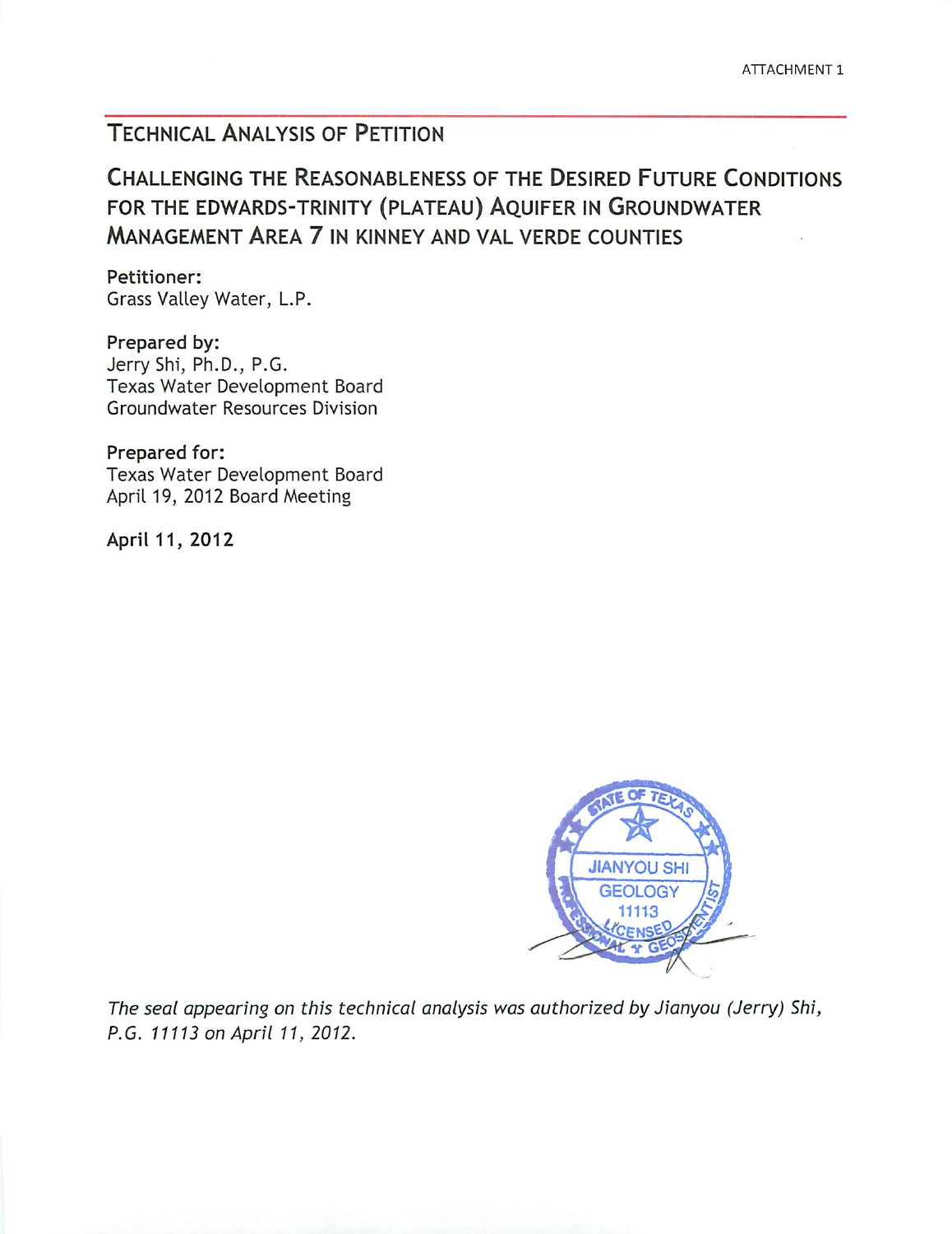ATTACHMENT 1

# TECHNICAL ANALYSIS OF PETITION

## CHALLENGING THE REASONABLENESS OF THE DESIRED FUTURE CONDITIONS FOR THE EDWARDS-TRINITY (PLATEAU) AQUIFER IN GROUNDWATER MANAGEMENT AREA 7 IN KINNEY AND VAL VERDE COUNTIES

**Petitioner:**
Grass Valley Water, L.P.

**Prepared by:**
Jerry Shi, Ph.D., P.G.
Texas Water Development Board
Groundwater Resources Division

**Prepared for:**
Texas Water Development Board
April 19, 2012 Board Meeting

**April 11, 2012**

STATE OF TEXAS
JIANYOU SHI
GEOLOGY
11113
LICENSED
PROFESSIONAL GEOSCIENTIST

*The seal appearing on this technical analysis was authorized by Jianyou (Jerry) Shi, P.G. 11113 on April 11, 2012.*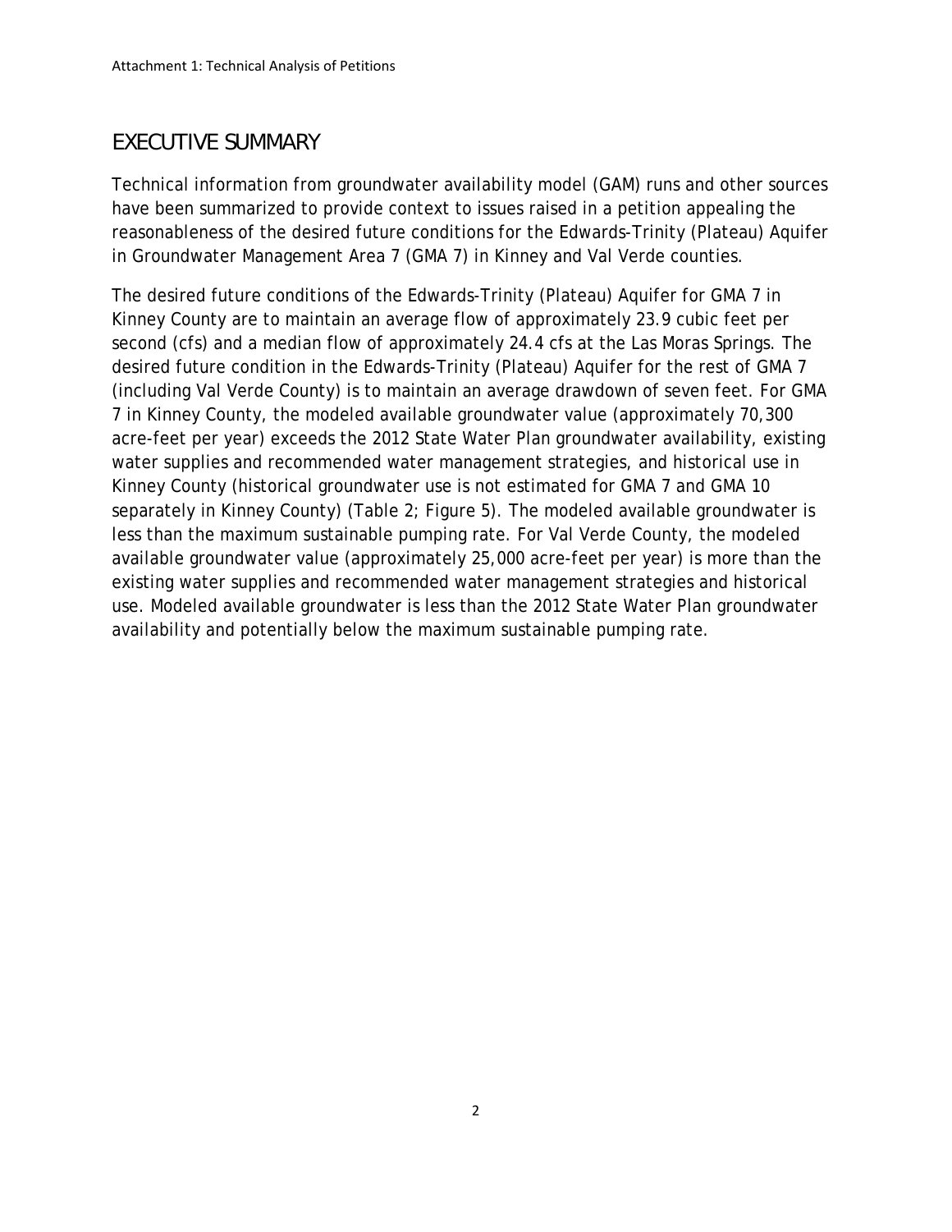## EXECUTIVE SUMMARY

Technical information from groundwater availability model (GAM) runs and other sources have been summarized to provide context to issues raised in a petition appealing the reasonableness of the desired future conditions for the Edwards-Trinity (Plateau) Aquifer in Groundwater Management Area 7 (GMA 7) in Kinney and Val Verde counties.

The desired future conditions of the Edwards-Trinity (Plateau) Aquifer for GMA 7 in Kinney County are to maintain an average flow of approximately 23.9 cubic feet per second (cfs) and a median flow of approximately 24.4 cfs at the Las Moras Springs. The desired future condition in the Edwards-Trinity (Plateau) Aquifer for the rest of GMA 7 (including Val Verde County) is to maintain an average drawdown of seven feet. For GMA 7 in Kinney County, the modeled available groundwater value (approximately 70,300 acre-feet per year) exceeds the 2012 State Water Plan groundwater availability, existing water supplies and recommended water management strategies, and historical use in Kinney County (historical groundwater use is not estimated for GMA 7 and GMA 10 separately in Kinney County) (Table 2; Figure 5). The modeled available groundwater is less than the maximum sustainable pumping rate. For Val Verde County, the modeled available groundwater value (approximately 25,000 acre-feet per year) is more than the existing water supplies and recommended water management strategies and historical use. Modeled available groundwater is less than the 2012 State Water Plan groundwater availability and potentially below the maximum sustainable pumping rate.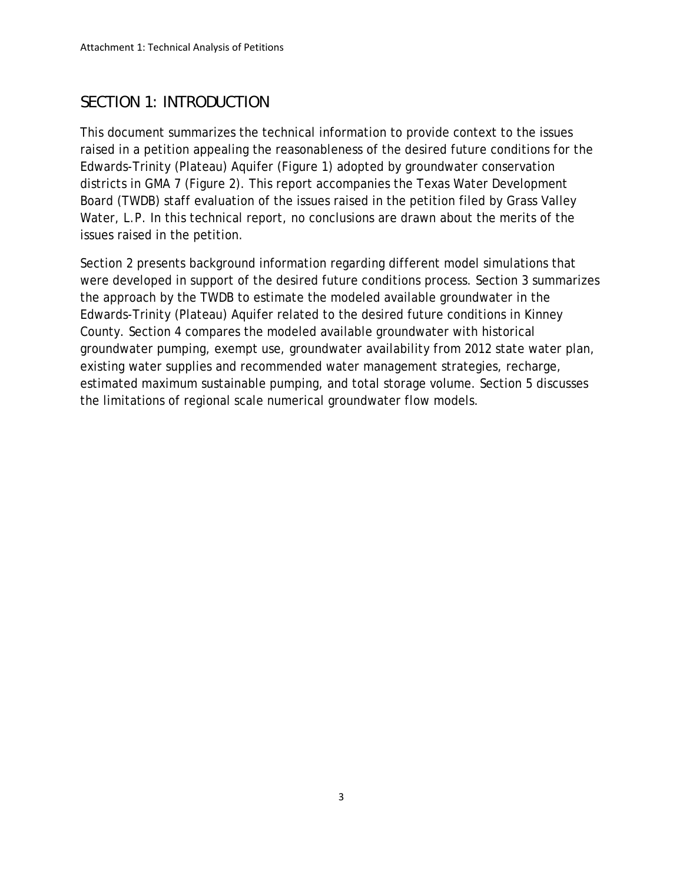## SECTION 1: INTRODUCTION

This document summarizes the technical information to provide context to the issues raised in a petition appealing the reasonableness of the desired future conditions for the Edwards-Trinity (Plateau) Aquifer (Figure 1) adopted by groundwater conservation districts in GMA 7 (Figure 2). This report accompanies the Texas Water Development Board (TWDB) staff evaluation of the issues raised in the petition filed by Grass Valley Water, L.P. In this technical report, no conclusions are drawn about the merits of the issues raised in the petition.

Section 2 presents background information regarding different model simulations that were developed in support of the desired future conditions process. Section 3 summarizes the approach by the TWDB to estimate the modeled available groundwater in the Edwards-Trinity (Plateau) Aquifer related to the desired future conditions in Kinney County. Section 4 compares the modeled available groundwater with historical groundwater pumping, exempt use, groundwater availability from 2012 state water plan, existing water supplies and recommended water management strategies, recharge, estimated maximum sustainable pumping, and total storage volume. Section 5 discusses the limitations of regional scale numerical groundwater flow models.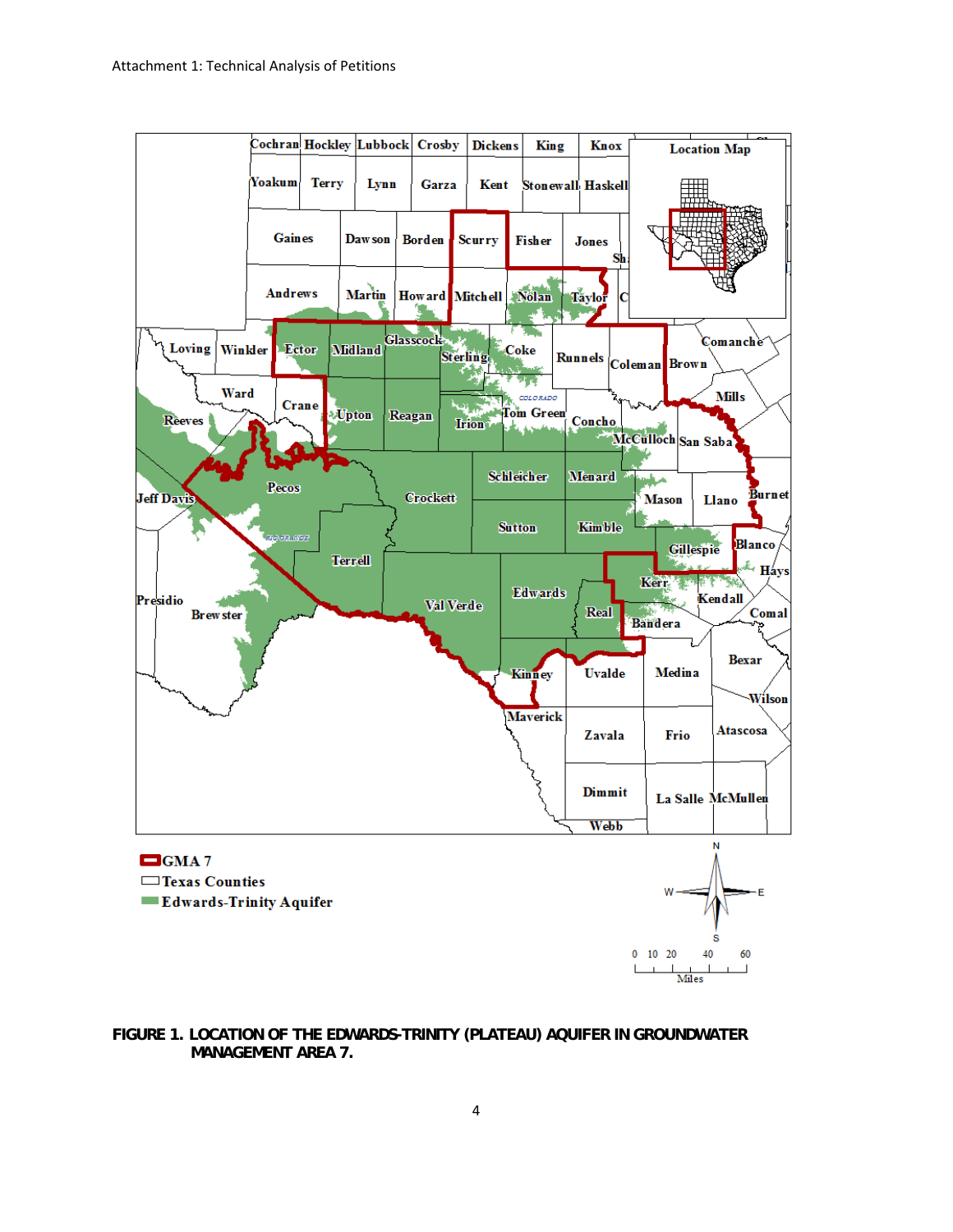Location Map

Cochran
Hockley
Lubbock
Crosby
Dickens
King
Knox
Yoakum
Terry
Lynn
Garza
Kent
Stonewall
Haskell
Gaines
Dawson
Borden
Scurry
Fisher
Jones
Andrews
Martin
Howard
Mitchell
Nolan
Taylor
Loving
Winkler
Ector
Midland
Glasscock
Sterling
Coke
Runnels
Coleman
Brown
Comanche
Ward
Crane
Upton
Reagan
Irion
Tom Green
Concho
McCulloch
San Saba
Mills
Reeves
COLORADO
Pecos
Crockett
Schleicher
Menard
Mason
Llano
Burnet
Jeff Davis
Sutton
Kimble
Gillespie
Blanco
RIO GRANDE
Terrell
Kerr
Hays
Presidio
Brewster
Val Verde
Edwards
Real
Kendall
Comal
Bandera
Kinney
Uvalde
Medina
Bexar
Wilson
Maverick
Zavala
Frio
Atascosa
Dimmit
La Salle
McMullen
Webb

GMA 7
Texas Counties
Edwards-Trinity Aquifer

N
W
E
S

0 10 20 40 60
Miles

**FIGURE 1. LOCATION OF THE EDWARDS-TRINITY (PLATEAU) AQUIFER IN GROUNDWATER MANAGEMENT AREA 7.**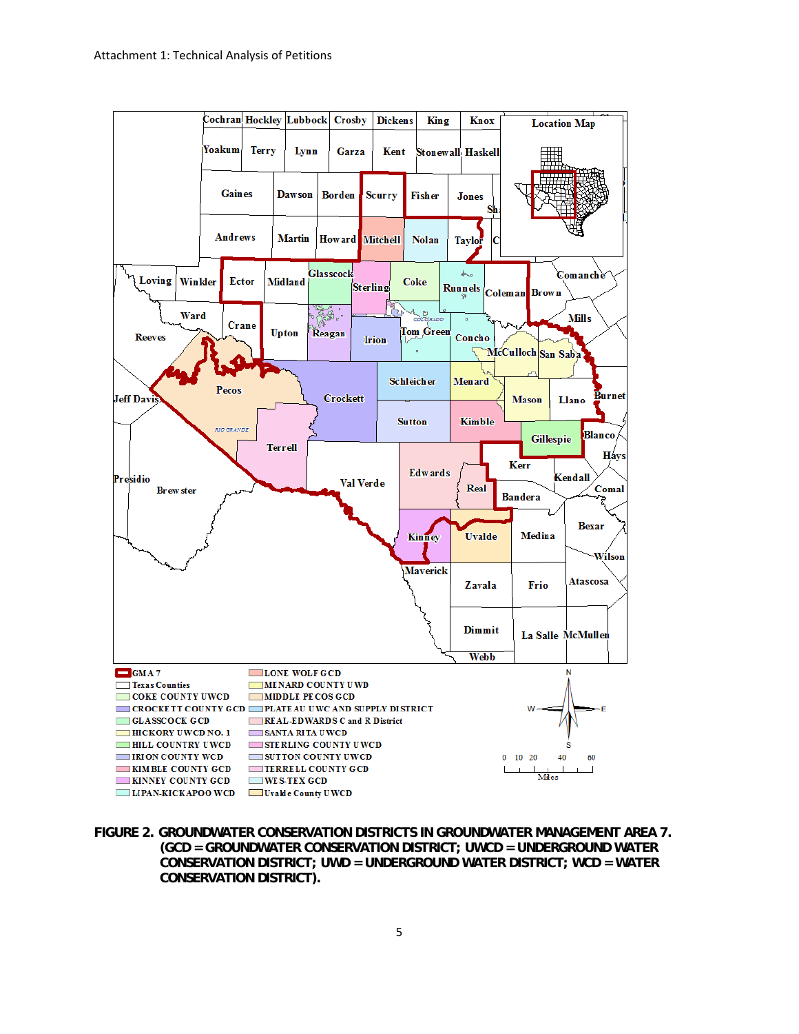Cochran
Hockley
Lubbock
Crosby
Dickens
King
Knox
Yoakum
Terry
Lynn
Garza
Kent
Stonewall
Haskell
Gaines
Dawson
Borden
Scurry
Fisher
Jones
Andrews
Martin
Howard
Mitchell
Nolan
Taylor
Location Map
Loving
Winkler
Ector
Midland
Glasscock
Sterling
Coke
Runnels
Coleman
Brown
Comanche
Ward
Crane
Upton
Reagan
Irion
Tom Green
Concho
Mills
Reeves
COLORADO
McCulloch
San Saba
Pecos
Crockett
Schleicher
Menard
Mason
Llano
Burnet
Jeff Davis
Sutton
Kimble
Gillespie
Blanco
RIO GRANDE
Terrell
Hays
Kerr
Presidio
Edwards
Kendall
Brewster
Val Verde
Real
Bandera
Comal
Bexar
Kinney
Uvalde
Medina
Wilson
Maverick
Zavala
Frio
Atascosa
Dimmit
La Salle
McMullen
Webb

GMA 7
Texas Counties
COKE COUNTY UWCD
CROCKETT COUNTY GCD
GLASSCOCK GCD
HICKORY UWCD NO. 1
HILL COUNTRY UWCD
IRION COUNTY WCD
KIMBLE COUNTY GCD
KINNEY COUNTY GCD
LIPAN-KICKAPOO WCD
LONE WOLF GCD
MENARD COUNTY UWD
MIDDLE PECOS GCD
PLATEAU UWC AND SUPPLY DISTRICT
REAL-EDWARDS C and R District
SANTA RITA UWCD
STERLING COUNTY UWCD
SUTTON COUNTY UWCD
TERRELL COUNTY GCD
WES-TEX GCD
Uvalde County UWCD

N
W
E
S
0 10 20 40 60
Miles

**FIGURE 2. GROUNDWATER CONSERVATION DISTRICTS IN GROUNDWATER MANAGEMENT AREA 7. (GCD = GROUNDWATER CONSERVATION DISTRICT; UWCD = UNDERGROUND WATER CONSERVATION DISTRICT; UWD = UNDERGROUND WATER DISTRICT; WCD = WATER CONSERVATION DISTRICT).**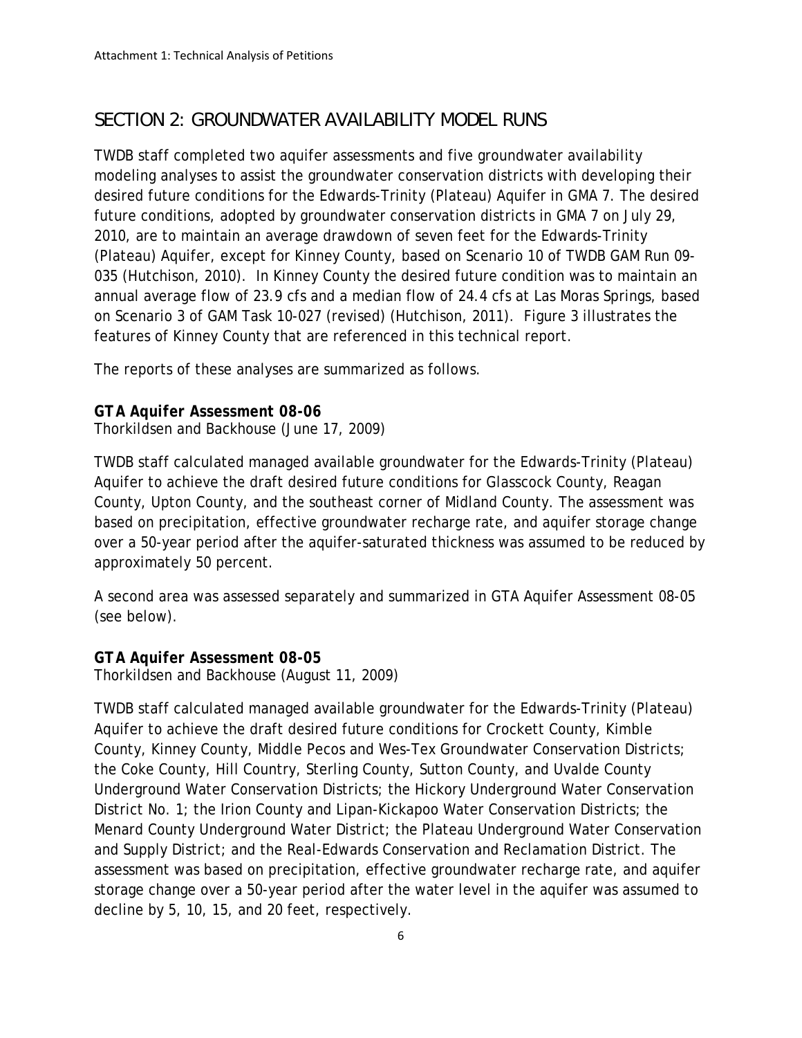## SECTION 2: GROUNDWATER AVAILABILITY MODEL RUNS

TWDB staff completed two aquifer assessments and five groundwater availability modeling analyses to assist the groundwater conservation districts with developing their desired future conditions for the Edwards-Trinity (Plateau) Aquifer in GMA 7. The desired future conditions, adopted by groundwater conservation districts in GMA 7 on July 29, 2010, are to maintain an average drawdown of seven feet for the Edwards-Trinity (Plateau) Aquifer, except for Kinney County, based on Scenario 10 of TWDB GAM Run 09-035 (Hutchison, 2010). In Kinney County the desired future condition was to maintain an annual average flow of 23.9 cfs and a median flow of 24.4 cfs at Las Moras Springs, based on Scenario 3 of GAM Task 10-027 (revised) (Hutchison, 2011). Figure 3 illustrates the features of Kinney County that are referenced in this technical report.

The reports of these analyses are summarized as follows.

**GTA Aquifer Assessment 08-06**
Thorkildsen and Backhouse (June 17, 2009)

TWDB staff calculated managed available groundwater for the Edwards-Trinity (Plateau) Aquifer to achieve the draft desired future conditions for Glasscock County, Reagan County, Upton County, and the southeast corner of Midland County. The assessment was based on precipitation, effective groundwater recharge rate, and aquifer storage change over a 50-year period after the aquifer-saturated thickness was assumed to be reduced by approximately 50 percent.

A second area was assessed separately and summarized in GTA Aquifer Assessment 08-05 (see below).

**GTA Aquifer Assessment 08-05**
Thorkildsen and Backhouse (August 11, 2009)

TWDB staff calculated managed available groundwater for the Edwards-Trinity (Plateau) Aquifer to achieve the draft desired future conditions for Crockett County, Kimble County, Kinney County, Middle Pecos and Wes-Tex Groundwater Conservation Districts; the Coke County, Hill Country, Sterling County, Sutton County, and Uvalde County Underground Water Conservation Districts; the Hickory Underground Water Conservation District No. 1; the Irion County and Lipan-Kickapoo Water Conservation Districts; the Menard County Underground Water District; the Plateau Underground Water Conservation and Supply District; and the Real-Edwards Conservation and Reclamation District. The assessment was based on precipitation, effective groundwater recharge rate, and aquifer storage change over a 50-year period after the water level in the aquifer was assumed to decline by 5, 10, 15, and 20 feet, respectively.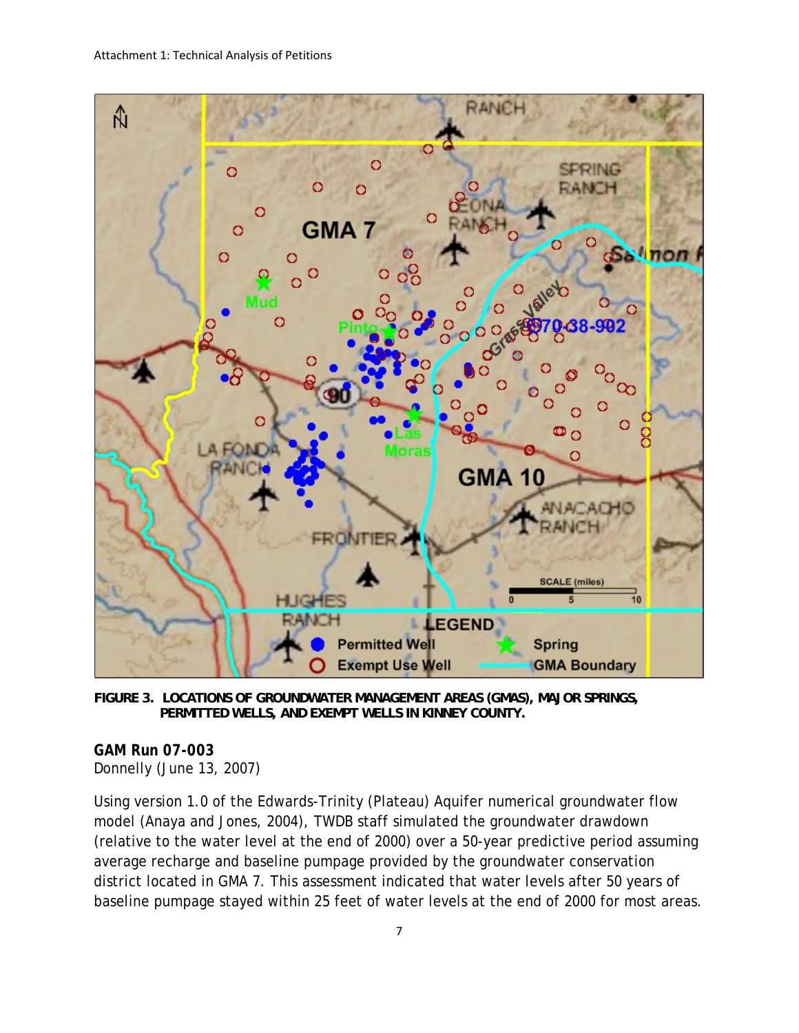N

RANCH

SPRING RANCH

GMA 7

LEONA RANCH

Salmon

Mud

Pinto

Grass Valley

70-38-902

90

LA FONDA RANCH

Las Moras

GMA 10

ANACACHO RANCH

FRONTIER

HUGHES RANCH

SCALE (miles)

0 5 10

LEGEND

Permitted Well

Exempt Use Well

Spring

GMA Boundary

**FIGURE 3. LOCATIONS OF GROUNDWATER MANAGEMENT AREAS (GMAS), MAJOR SPRINGS, PERMITTED WELLS, AND EXEMPT WELLS IN KINNEY COUNTY.**

**GAM Run 07-003**
Donnelly (June 13, 2007)

Using version 1.0 of the Edwards-Trinity (Plateau) Aquifer numerical groundwater flow model (Anaya and Jones, 2004), TWDB staff simulated the groundwater drawdown (relative to the water level at the end of 2000) over a 50-year predictive period assuming average recharge and baseline pumpage provided by the groundwater conservation district located in GMA 7. This assessment indicated that water levels after 50 years of baseline pumpage stayed within 25 feet of water levels at the end of 2000 for most areas.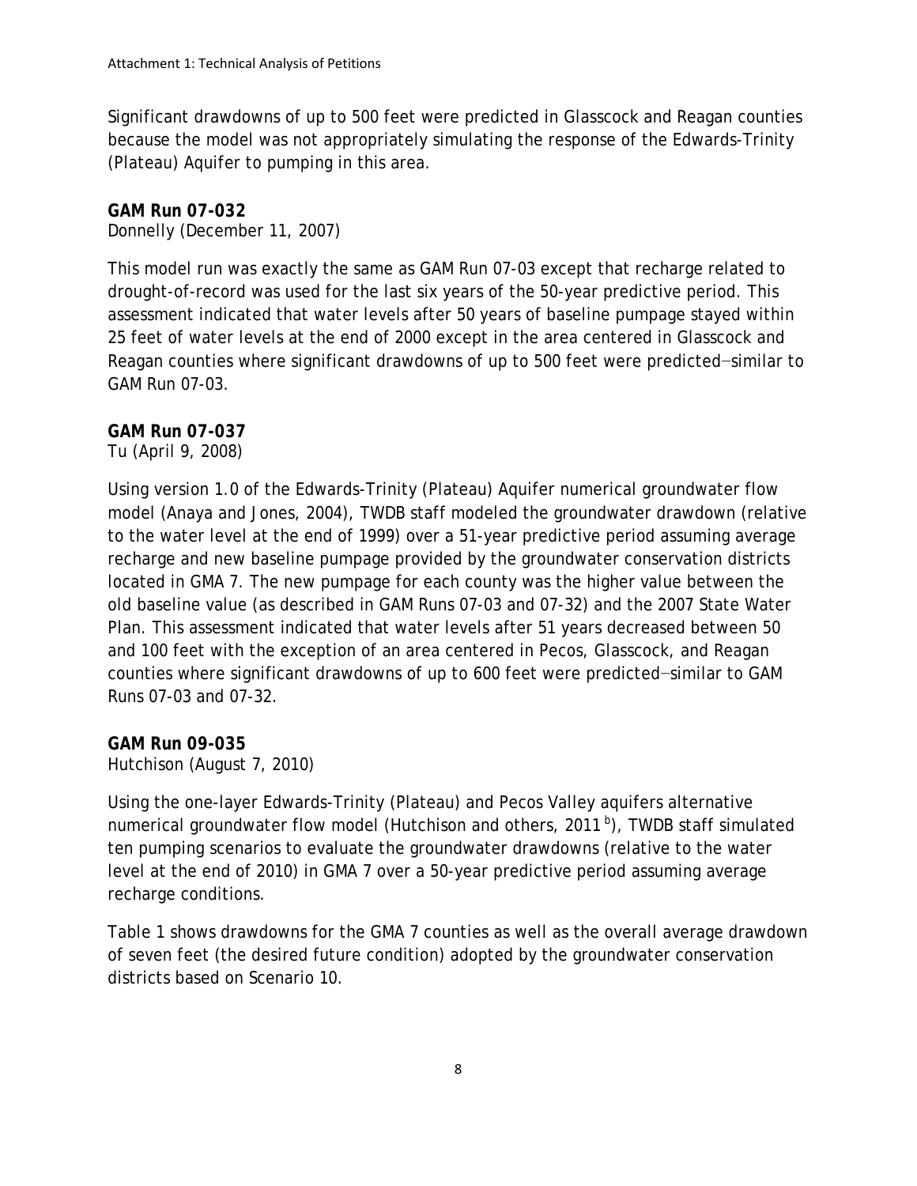Significant drawdowns of up to 500 feet were predicted in Glasscock and Reagan counties because the model was not appropriately simulating the response of the Edwards-Trinity (Plateau) Aquifer to pumping in this area.

**GAM Run 07-032**
Donnelly (December 11, 2007)

This model run was exactly the same as GAM Run 07-03 except that recharge related to drought-of-record was used for the last six years of the 50-year predictive period. This assessment indicated that water levels after 50 years of baseline pumpage stayed within 25 feet of water levels at the end of 2000 except in the area centered in Glasscock and Reagan counties where significant drawdowns of up to 500 feet were predicted—similar to GAM Run 07-03.

**GAM Run 07-037**
Tu (April 9, 2008)

Using version 1.0 of the Edwards-Trinity (Plateau) Aquifer numerical groundwater flow model (Anaya and Jones, 2004), TWDB staff modeled the groundwater drawdown (relative to the water level at the end of 1999) over a 51-year predictive period assuming average recharge and new baseline pumpage provided by the groundwater conservation districts located in GMA 7. The new pumpage for each county was the higher value between the old baseline value (as described in GAM Runs 07-03 and 07-32) and the 2007 State Water Plan. This assessment indicated that water levels after 51 years decreased between 50 and 100 feet with the exception of an area centered in Pecos, Glasscock, and Reagan counties where significant drawdowns of up to 600 feet were predicted—similar to GAM Runs 07-03 and 07-32.

**GAM Run 09-035**
Hutchison (August 7, 2010)

Using the one-layer Edwards-Trinity (Plateau) and Pecos Valley aquifers alternative numerical groundwater flow model (Hutchison and others, 2011 [b]), TWDB staff simulated ten pumping scenarios to evaluate the groundwater drawdowns (relative to the water level at the end of 2010) in GMA 7 over a 50-year predictive period assuming average recharge conditions.

Table 1 shows drawdowns for the GMA 7 counties as well as the overall average drawdown of seven feet (the desired future condition) adopted by the groundwater conservation districts based on Scenario 10.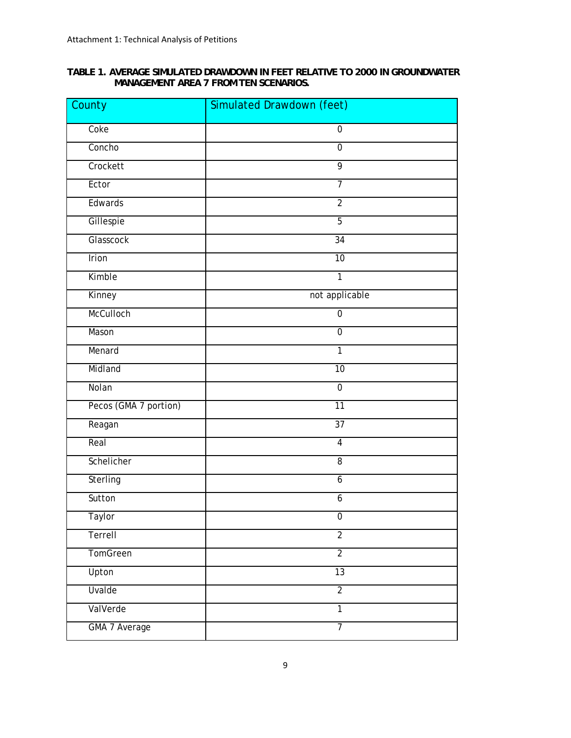**TABLE 1. AVERAGE SIMULATED DRAWDOWN IN FEET RELATIVE TO 2000 IN GROUNDWATER MANAGEMENT AREA 7 FROM TEN SCENARIOS.**

| County | Simulated Drawdown (feet) |
|---|---|
| Coke | 0 |
| Concho | 0 |
| Crockett | 9 |
| Ector | 7 |
| Edwards | 2 |
| Gillespie | 5 |
| Glasscock | 34 |
| Irion | 10 |
| Kimble | 1 |
| Kinney | not applicable |
| McCulloch | 0 |
| Mason | 0 |
| Menard | 1 |
| Midland | 10 |
| Nolan | 0 |
| Pecos (GMA 7 portion) | 11 |
| Reagan | 37 |
| Real | 4 |
| Schelicher | 8 |
| Sterling | 6 |
| Sutton | 6 |
| Taylor | 0 |
| Terrell | 2 |
| TomGreen | 2 |
| Upton | 13 |
| Uvalde | 2 |
| ValVerde | 1 |
| GMA 7 Average | 7 |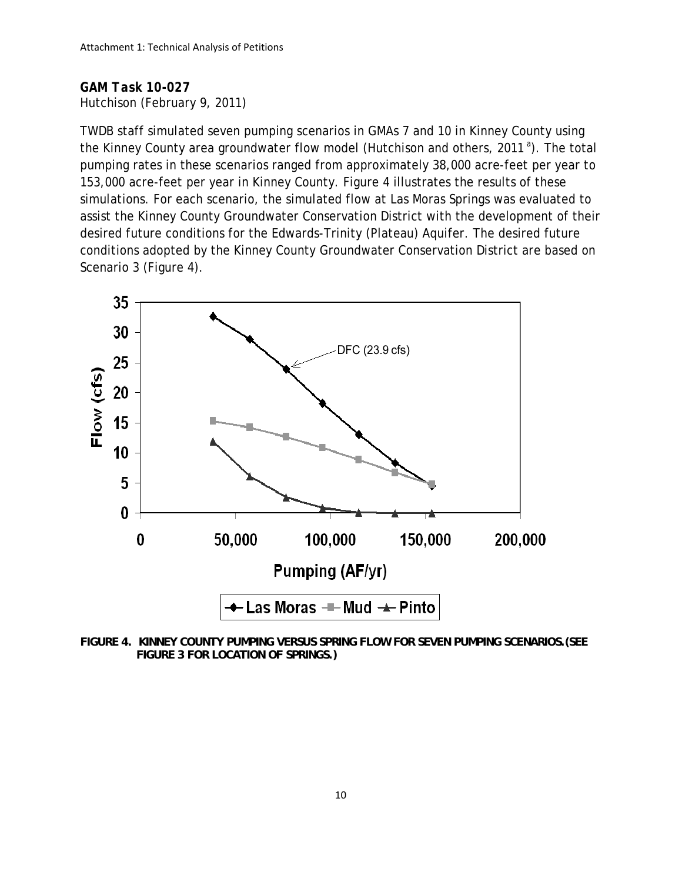**GAM Task 10-027**

Hutchison (February 9, 2011)

TWDB staff simulated seven pumping scenarios in GMAs 7 and 10 in Kinney County using the Kinney County area groundwater flow model (Hutchison and others, 2011 [a]). The total pumping rates in these scenarios ranged from approximately 38,000 acre-feet per year to 153,000 acre-feet per year in Kinney County. Figure 4 illustrates the results of these simulations. For each scenario, the simulated flow at Las Moras Springs was evaluated to assist the Kinney County Groundwater Conservation District with the development of their desired future conditions for the Edwards-Trinity (Plateau) Aquifer. The desired future conditions adopted by the Kinney County Groundwater Conservation District are based on Scenario 3 (Figure 4).

**FIGURE 4. KINNEY COUNTY PUMPING VERSUS SPRING FLOW FOR SEVEN PUMPING SCENARIOS. (SEE FIGURE 3 FOR LOCATION OF SPRINGS.)**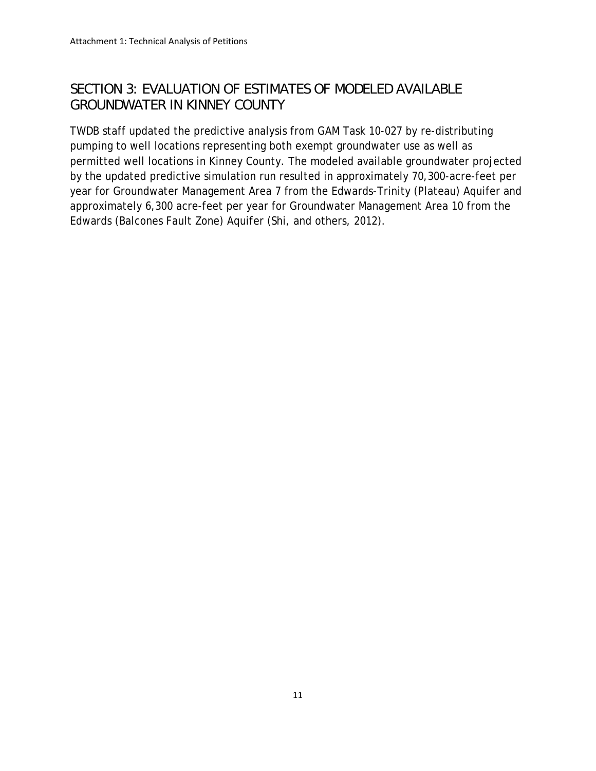## SECTION 3: EVALUATION OF ESTIMATES OF MODELED AVAILABLE GROUNDWATER IN KINNEY COUNTY

TWDB staff updated the predictive analysis from GAM Task 10-027 by re-distributing pumping to well locations representing both exempt groundwater use as well as permitted well locations in Kinney County. The modeled available groundwater projected by the updated predictive simulation run resulted in approximately 70,300-acre-feet per year for Groundwater Management Area 7 from the Edwards-Trinity (Plateau) Aquifer and approximately 6,300 acre-feet per year for Groundwater Management Area 10 from the Edwards (Balcones Fault Zone) Aquifer (Shi, and others, 2012).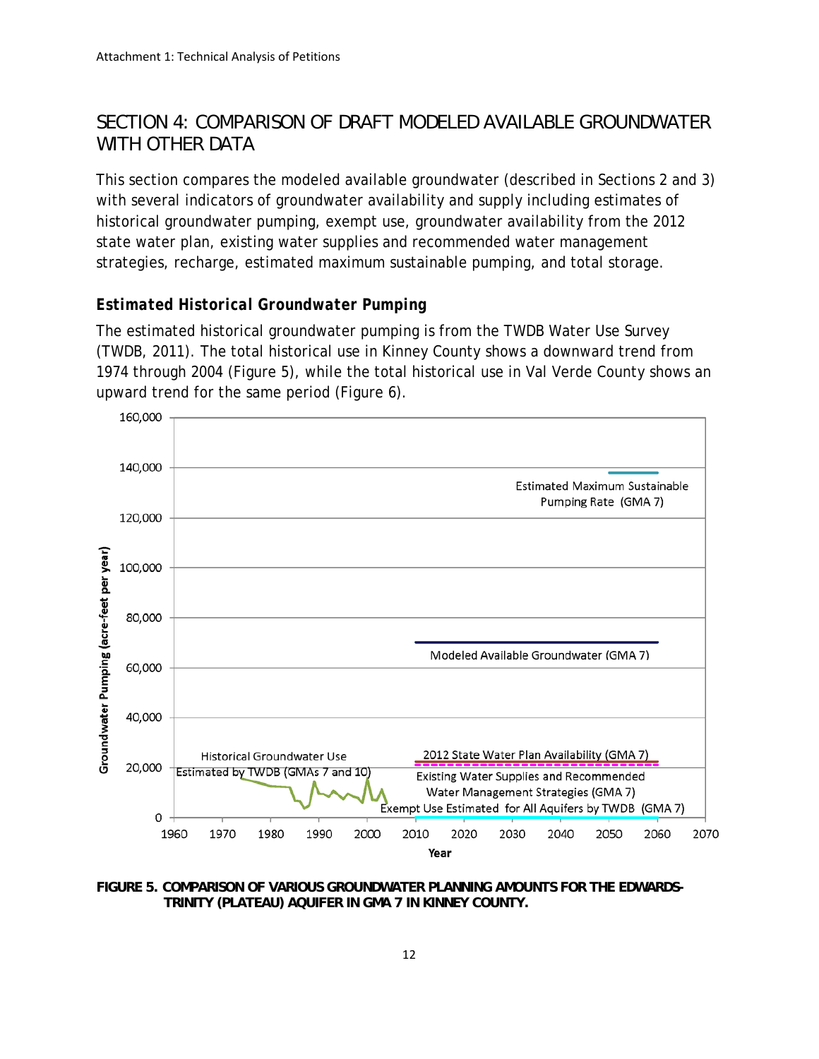## SECTION 4: COMPARISON OF DRAFT MODELED AVAILABLE GROUNDWATER WITH OTHER DATA

This section compares the modeled available groundwater (described in Sections 2 and 3) with several indicators of groundwater availability and supply including estimates of historical groundwater pumping, exempt use, groundwater availability from the 2012 state water plan, existing water supplies and recommended water management strategies, recharge, estimated maximum sustainable pumping, and total storage.

### Estimated Historical Groundwater Pumping

The estimated historical groundwater pumping is from the TWDB Water Use Survey (TWDB, 2011). The total historical use in Kinney County shows a downward trend from 1974 through 2004 (Figure 5), while the total historical use in Val Verde County shows an upward trend for the same period (Figure 6).

Groundwater Pumping (acre-feet per year)

160,000
140,000
120,000
100,000
80,000
60,000
40,000
20,000
0

1960 1970 1980 1990 2000 2010 2020 2030 2040 2050 2060 2070

Year

Estimated Maximum Sustainable Pumping Rate (GMA 7)

Modeled Available Groundwater (GMA 7)

Historical Groundwater Use Estimated by TWDB (GMAs 7 and 10)

2012 State Water Plan Availability (GMA 7)

Existing Water Supplies and Recommended Water Management Strategies (GMA 7)

Exempt Use Estimated for All Aquifers by TWDB (GMA 7)

**FIGURE 5. COMPARISON OF VARIOUS GROUNDWATER PLANNING AMOUNTS FOR THE EDWARDS-TRINITY (PLATEAU) AQUIFER IN GMA 7 IN KINNEY COUNTY.**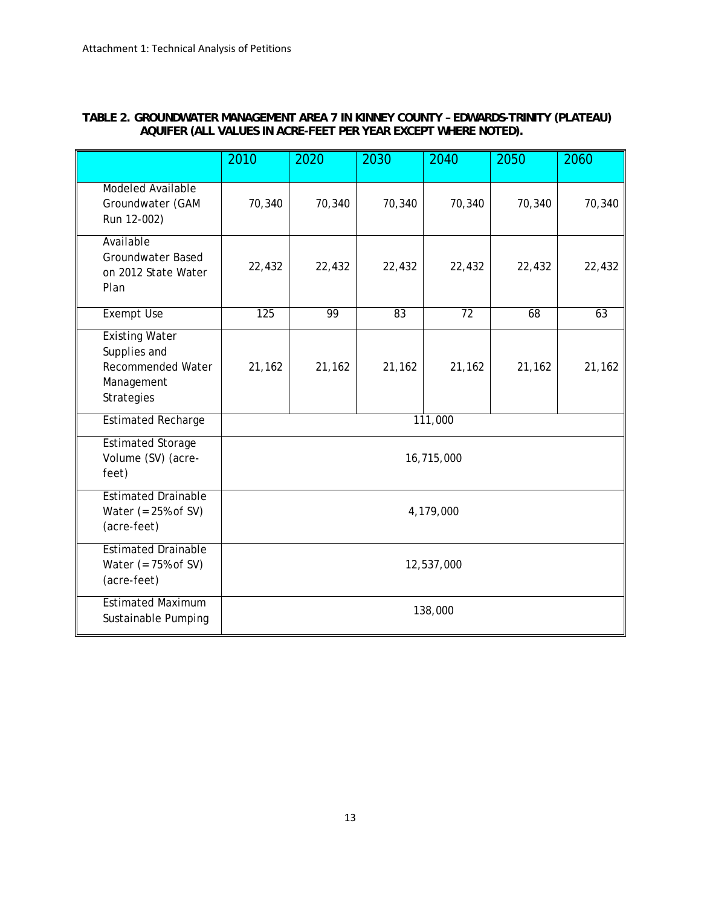**TABLE 2. GROUNDWATER MANAGEMENT AREA 7 IN KINNEY COUNTY – EDWARDS-TRINITY (PLATEAU) AQUIFER (ALL VALUES IN ACRE-FEET PER YEAR EXCEPT WHERE NOTED).**

| | 2010 | 2020 | 2030 | 2040 | 2050 | 2060 |
|---|---|---|---|---|---|---|
| Modeled Available Groundwater (GAM Run 12-002) | 70,340 | 70,340 | 70,340 | 70,340 | 70,340 | 70,340 |
| Available Groundwater Based on 2012 State Water Plan | 22,432 | 22,432 | 22,432 | 22,432 | 22,432 | 22,432 |
| Exempt Use | 125 | 99 | 83 | 72 | 68 | 63 |
| Existing Water Supplies and Recommended Water Management Strategies | 21,162 | 21,162 | 21,162 | 21,162 | 21,162 | 21,162 |
| Estimated Recharge | 111,000 | | | | | |
| Estimated Storage Volume (SV) (acre-feet) | 16,715,000 | | | | | |
| Estimated Drainable Water (= 25% of SV) (acre-feet) | 4,179,000 | | | | | |
| Estimated Drainable Water (= 75% of SV) (acre-feet) | 12,537,000 | | | | | |
| Estimated Maximum Sustainable Pumping | 138,000 | | | | | |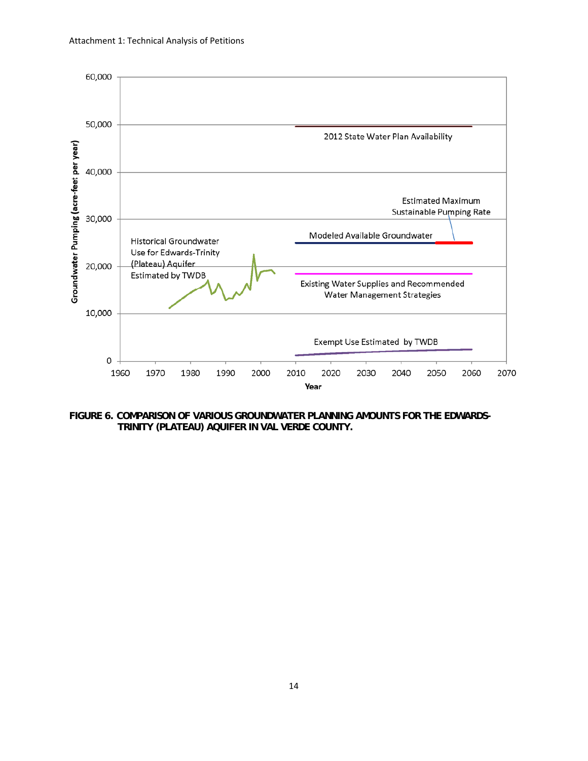60,000

50,000

40,000

30,000

20,000

10,000

0

1960 1970 1980 1990 2000 2010 2020 2030 2040 2050 2060 2070

Groundwater Pumping (acre-feet per year)

Year

2012 State Water Plan Availability

Estimated Maximum Sustainable Pumping Rate

Modeled Available Groundwater

Historical Groundwater Use for Edwards-Trinity (Plateau) Aquifer Estimated by TWDB

Existing Water Supplies and Recommended Water Management Strategies

Exempt Use Estimated by TWDB

**FIGURE 6. COMPARISON OF VARIOUS GROUNDWATER PLANNING AMOUNTS FOR THE EDWARDS-TRINITY (PLATEAU) AQUIFER IN VAL VERDE COUNTY.**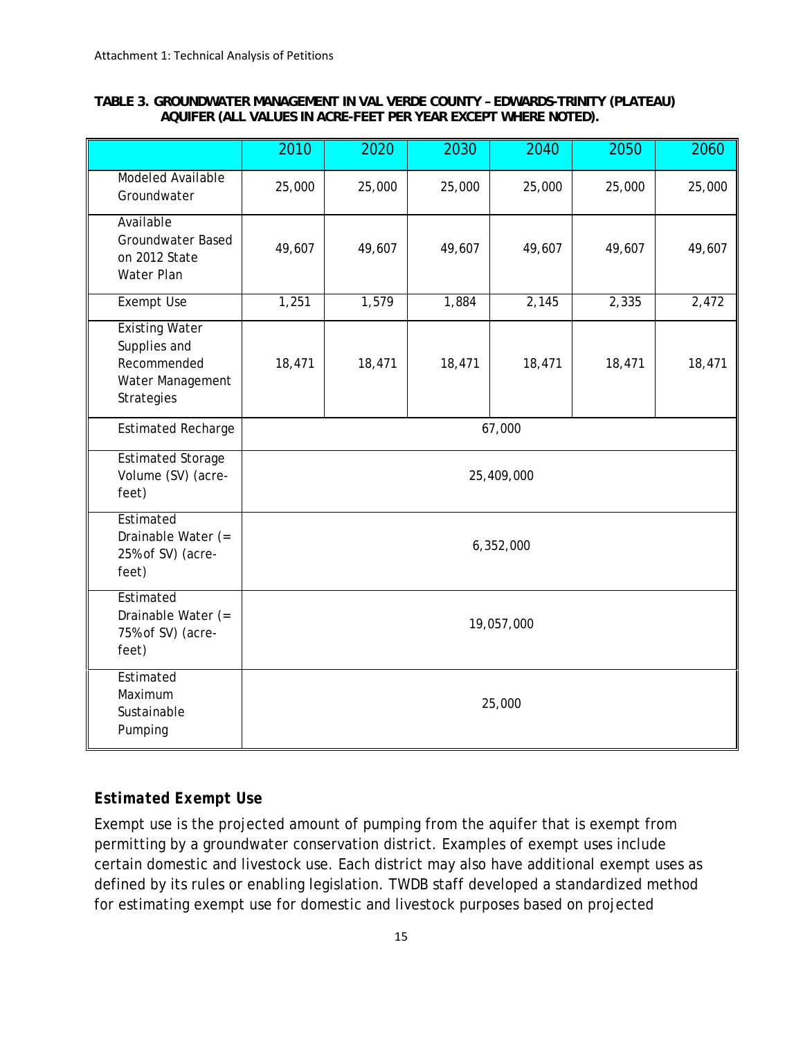**TABLE 3. GROUNDWATER MANAGEMENT IN VAL VERDE COUNTY – EDWARDS-TRINITY (PLATEAU) AQUIFER (ALL VALUES IN ACRE-FEET PER YEAR EXCEPT WHERE NOTED).**

| | 2010 | 2020 | 2030 | 2040 | 2050 | 2060 |
|---|---|---|---|---|---|---|
| Modeled Available Groundwater | 25,000 | 25,000 | 25,000 | 25,000 | 25,000 | 25,000 |
| Available Groundwater Based on 2012 State Water Plan | 49,607 | 49,607 | 49,607 | 49,607 | 49,607 | 49,607 |
| Exempt Use | 1,251 | 1,579 | 1,884 | 2,145 | 2,335 | 2,472 |
| Existing Water Supplies and Recommended Water Management Strategies | 18,471 | 18,471 | 18,471 | 18,471 | 18,471 | 18,471 |
| Estimated Recharge | 67,000 | | | | | |
| Estimated Storage Volume (SV) (acre-feet) | 25,409,000 | | | | | |
| Estimated Drainable Water (= 25% of SV) (acre-feet) | 6,352,000 | | | | | |
| Estimated Drainable Water (= 75% of SV) (acre-feet) | 19,057,000 | | | | | |
| Estimated Maximum Sustainable Pumping | 25,000 | | | | | |

### *Estimated Exempt Use*

Exempt use is the projected amount of pumping from the aquifer that is exempt from permitting by a groundwater conservation district. Examples of exempt uses include certain domestic and livestock use. Each district may also have additional exempt uses as defined by its rules or enabling legislation. TWDB staff developed a standardized method for estimating exempt use for domestic and livestock purposes based on projected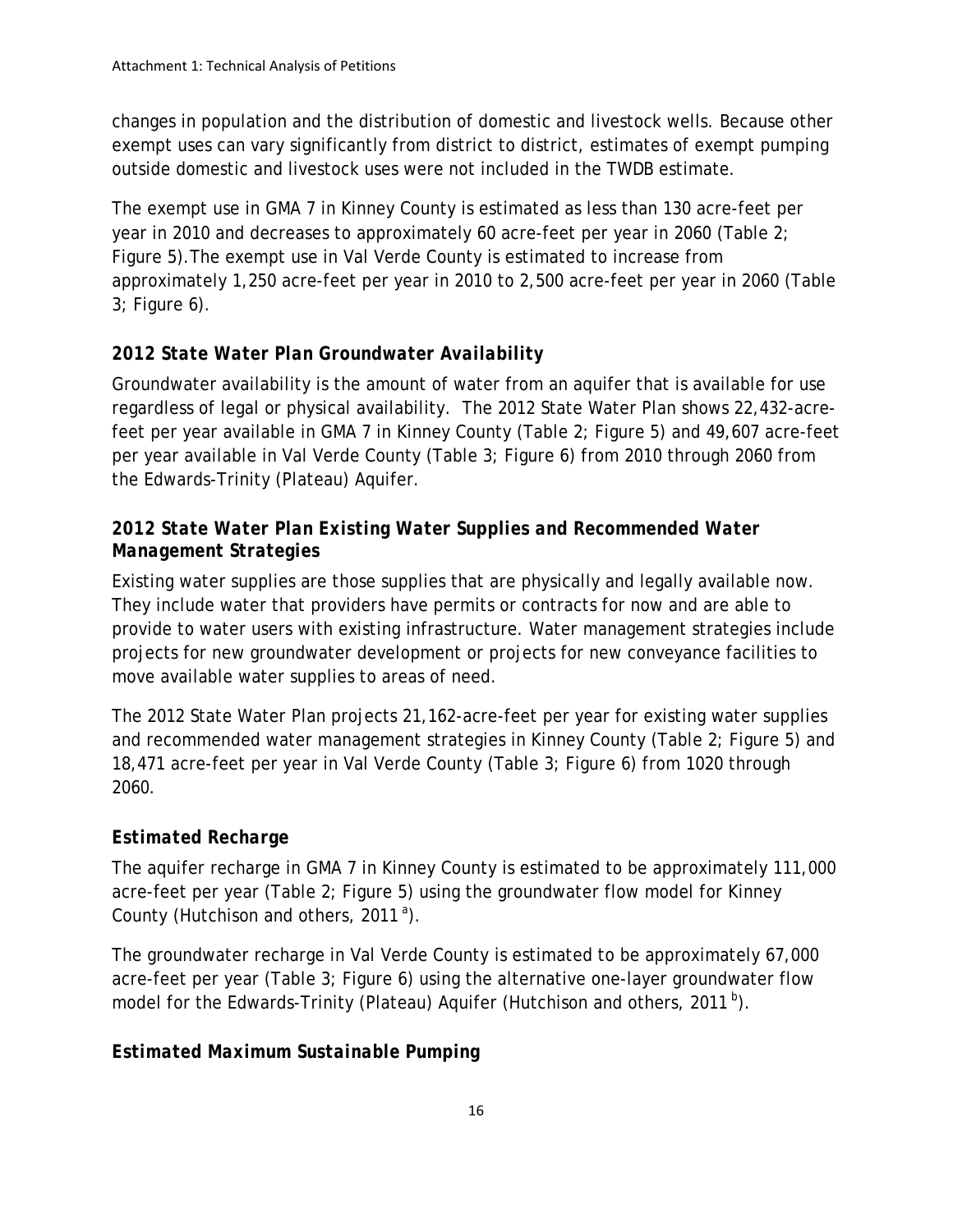changes in population and the distribution of domestic and livestock wells. Because other exempt uses can vary significantly from district to district, estimates of exempt pumping outside domestic and livestock uses were not included in the TWDB estimate.

The exempt use in GMA 7 in Kinney County is estimated as less than 130 acre-feet per year in 2010 and decreases to approximately 60 acre-feet per year in 2060 (Table 2; Figure 5).The exempt use in Val Verde County is estimated to increase from approximately 1,250 acre-feet per year in 2010 to 2,500 acre-feet per year in 2060 (Table 3; Figure 6).

### *2012 State Water Plan Groundwater Availability*

Groundwater availability is the amount of water from an aquifer that is available for use regardless of legal or physical availability. The 2012 State Water Plan shows 22,432-acre-feet per year available in GMA 7 in Kinney County (Table 2; Figure 5) and 49,607 acre-feet per year available in Val Verde County (Table 3; Figure 6) from 2010 through 2060 from the Edwards-Trinity (Plateau) Aquifer.

### *2012 State Water Plan Existing Water Supplies and Recommended Water Management Strategies*

Existing water supplies are those supplies that are physically and legally available now. They include water that providers have permits or contracts for now and are able to provide to water users with existing infrastructure. Water management strategies include projects for new groundwater development or projects for new conveyance facilities to move available water supplies to areas of need.

The 2012 State Water Plan projects 21,162-acre-feet per year for existing water supplies and recommended water management strategies in Kinney County (Table 2; Figure 5) and 18,471 acre-feet per year in Val Verde County (Table 3; Figure 6) from 1020 through 2060.

### *Estimated Recharge*

The aquifer recharge in GMA 7 in Kinney County is estimated to be approximately 111,000 acre-feet per year (Table 2; Figure 5) using the groundwater flow model for Kinney County (Hutchison and others, 2011[a]).

The groundwater recharge in Val Verde County is estimated to be approximately 67,000 acre-feet per year (Table 3; Figure 6) using the alternative one-layer groundwater flow model for the Edwards-Trinity (Plateau) Aquifer (Hutchison and others, 2011[b]).

### *Estimated Maximum Sustainable Pumping*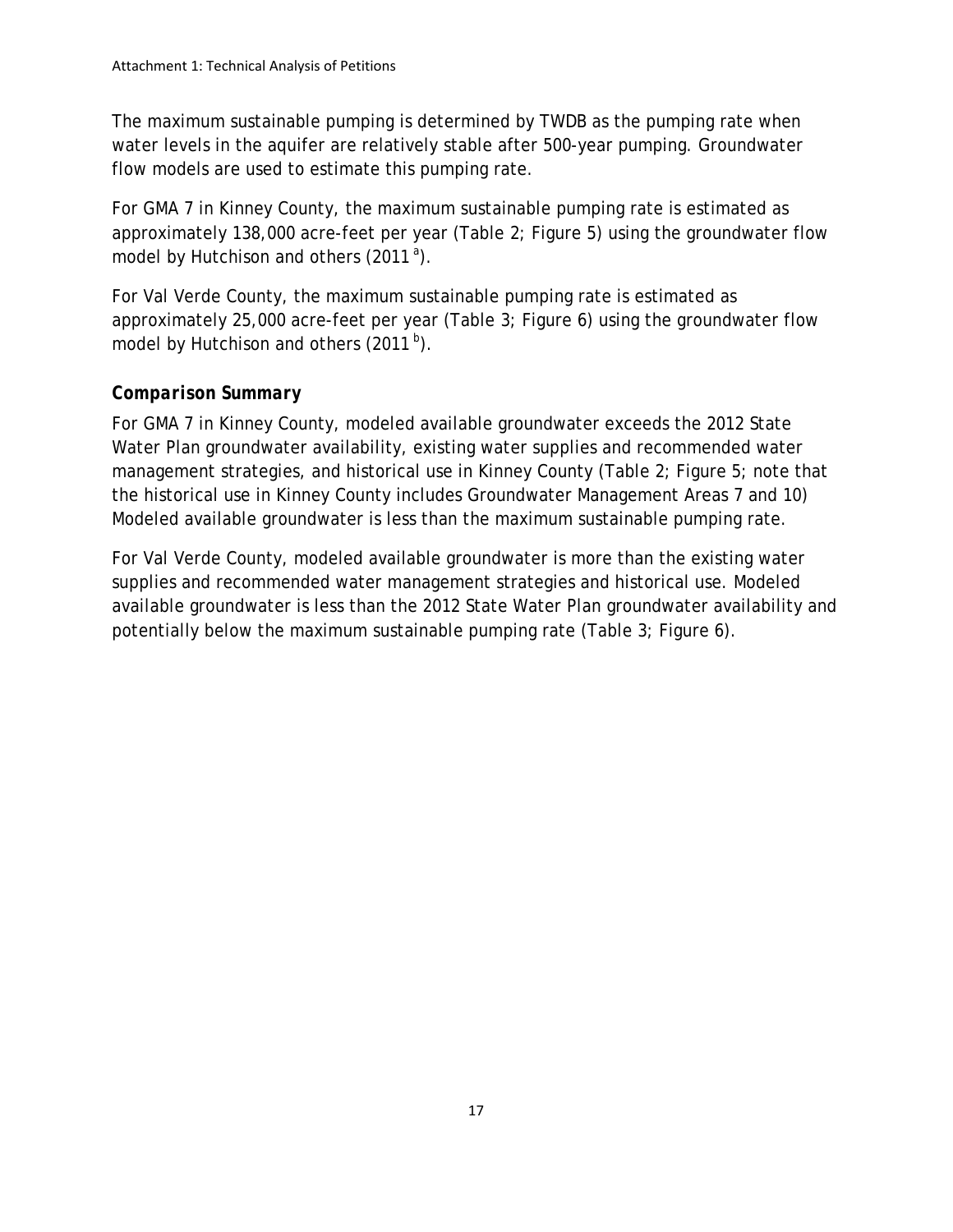The maximum sustainable pumping is determined by TWDB as the pumping rate when water levels in the aquifer are relatively stable after 500-year pumping. Groundwater flow models are used to estimate this pumping rate.

For GMA 7 in Kinney County, the maximum sustainable pumping rate is estimated as approximately 138,000 acre-feet per year (Table 2; Figure 5) using the groundwater flow model by Hutchison and others (2011 [a]).

For Val Verde County, the maximum sustainable pumping rate is estimated as approximately 25,000 acre-feet per year (Table 3; Figure 6) using the groundwater flow model by Hutchison and others (2011 [b]).

### *Comparison Summary*

For GMA 7 in Kinney County, modeled available groundwater exceeds the 2012 State Water Plan groundwater availability, existing water supplies and recommended water management strategies, and historical use in Kinney County (Table 2; Figure 5; note that the historical use in Kinney County includes Groundwater Management Areas 7 and 10) Modeled available groundwater is less than the maximum sustainable pumping rate.

For Val Verde County, modeled available groundwater is more than the existing water supplies and recommended water management strategies and historical use. Modeled available groundwater is less than the 2012 State Water Plan groundwater availability and potentially below the maximum sustainable pumping rate (Table 3; Figure 6).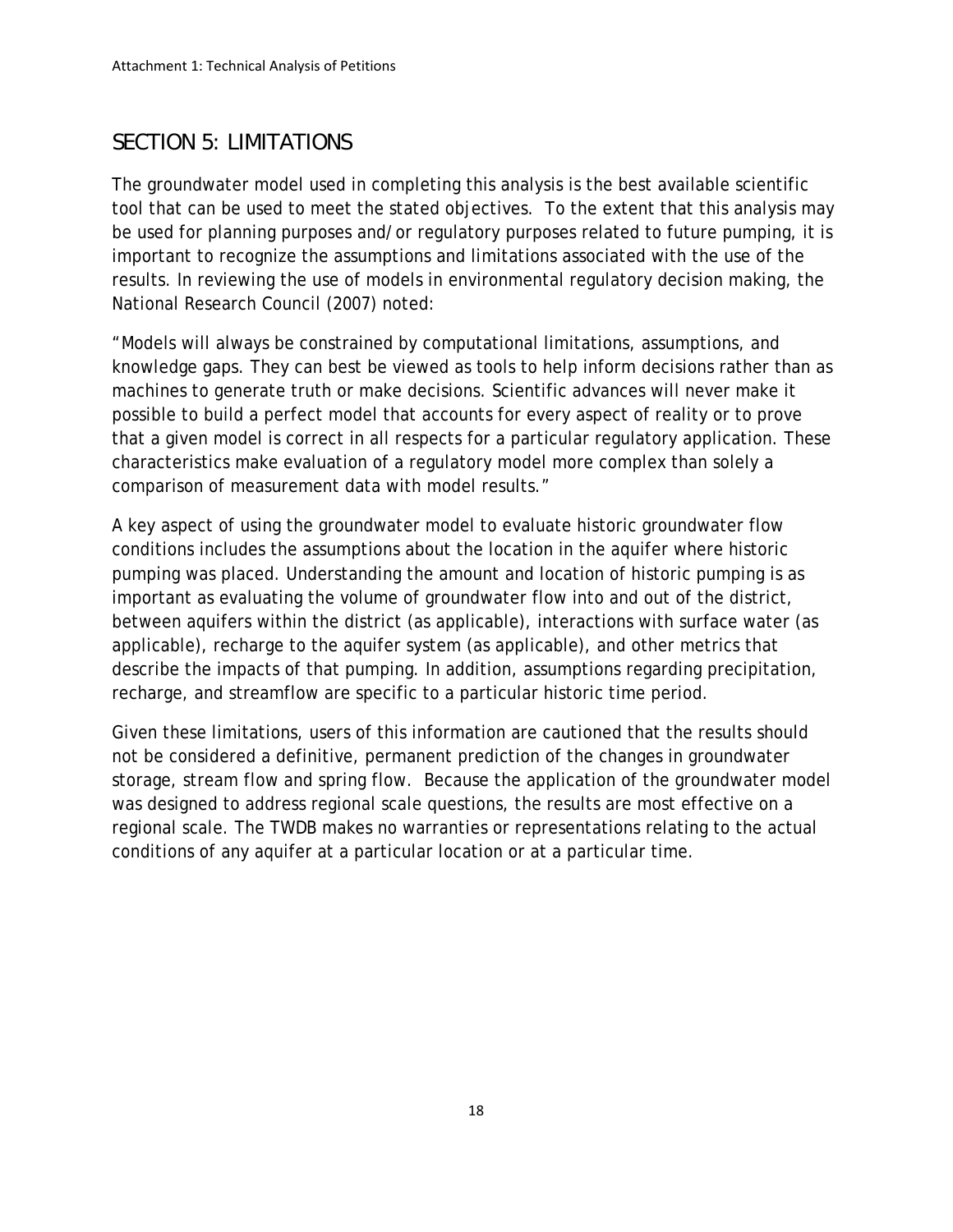## SECTION 5: LIMITATIONS

The groundwater model used in completing this analysis is the best available scientific tool that can be used to meet the stated objectives. To the extent that this analysis may be used for planning purposes and/or regulatory purposes related to future pumping, it is important to recognize the assumptions and limitations associated with the use of the results. In reviewing the use of models in environmental regulatory decision making, the National Research Council (2007) noted:

"Models will always be constrained by computational limitations, assumptions, and knowledge gaps. They can best be viewed as tools to help inform decisions rather than as machines to generate truth or make decisions. Scientific advances will never make it possible to build a perfect model that accounts for every aspect of reality or to prove that a given model is correct in all respects for a particular regulatory application. These characteristics make evaluation of a regulatory model more complex than solely a comparison of measurement data with model results."

A key aspect of using the groundwater model to evaluate historic groundwater flow conditions includes the assumptions about the location in the aquifer where historic pumping was placed. Understanding the amount and location of historic pumping is as important as evaluating the volume of groundwater flow into and out of the district, between aquifers within the district (as applicable), interactions with surface water (as applicable), recharge to the aquifer system (as applicable), and other metrics that describe the impacts of that pumping. In addition, assumptions regarding precipitation, recharge, and streamflow are specific to a particular historic time period.

Given these limitations, users of this information are cautioned that the results should not be considered a definitive, permanent prediction of the changes in groundwater storage, stream flow and spring flow. Because the application of the groundwater model was designed to address regional scale questions, the results are most effective on a regional scale. The TWDB makes no warranties or representations relating to the actual conditions of any aquifer at a particular location or at a particular time.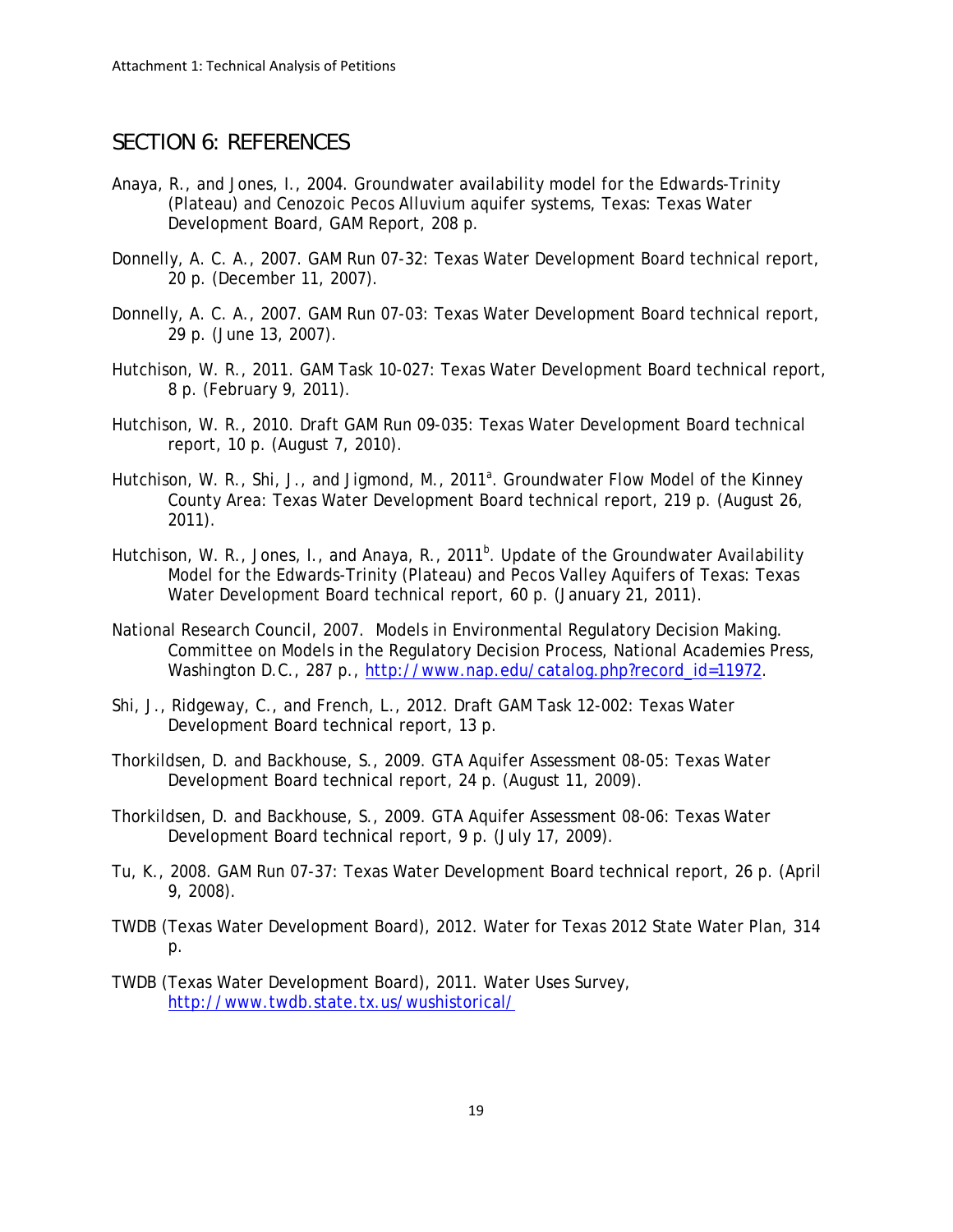## SECTION 6: REFERENCES

Anaya, R., and Jones, I., 2004. Groundwater availability model for the Edwards-Trinity (Plateau) and Cenozoic Pecos Alluvium aquifer systems, Texas: Texas Water Development Board, GAM Report, 208 p.

Donnelly, A. C. A., 2007. GAM Run 07-32: Texas Water Development Board technical report, 20 p. (December 11, 2007).

Donnelly, A. C. A., 2007. GAM Run 07-03: Texas Water Development Board technical report, 29 p. (June 13, 2007).

Hutchison, W. R., 2011. GAM Task 10-027: Texas Water Development Board technical report, 8 p. (February 9, 2011).

Hutchison, W. R., 2010. Draft GAM Run 09-035: Texas Water Development Board technical report, 10 p. (August 7, 2010).

Hutchison, W. R., Shi, J., and Jigmond, M., 2011[a]. Groundwater Flow Model of the Kinney County Area: Texas Water Development Board technical report, 219 p. (August 26, 2011).

Hutchison, W. R., Jones, I., and Anaya, R., 2011[b]. Update of the Groundwater Availability Model for the Edwards-Trinity (Plateau) and Pecos Valley Aquifers of Texas: Texas Water Development Board technical report, 60 p. (January 21, 2011).

National Research Council, 2007. Models in Environmental Regulatory Decision Making. Committee on Models in the Regulatory Decision Process, National Academies Press, Washington D.C., 287 p., http://www.nap.edu/catalog.php?record_id=11972.

Shi, J., Ridgeway, C., and French, L., 2012. Draft GAM Task 12-002: Texas Water Development Board technical report, 13 p.

Thorkildsen, D. and Backhouse, S., 2009. GTA Aquifer Assessment 08-05: Texas Water Development Board technical report, 24 p. (August 11, 2009).

Thorkildsen, D. and Backhouse, S., 2009. GTA Aquifer Assessment 08-06: Texas Water Development Board technical report, 9 p. (July 17, 2009).

Tu, K., 2008. GAM Run 07-37: Texas Water Development Board technical report, 26 p. (April 9, 2008).

TWDB (Texas Water Development Board), 2012. Water for Texas 2012 State Water Plan, 314 p.

TWDB (Texas Water Development Board), 2011. Water Uses Survey, http://www.twdb.state.tx.us/wushistorical/